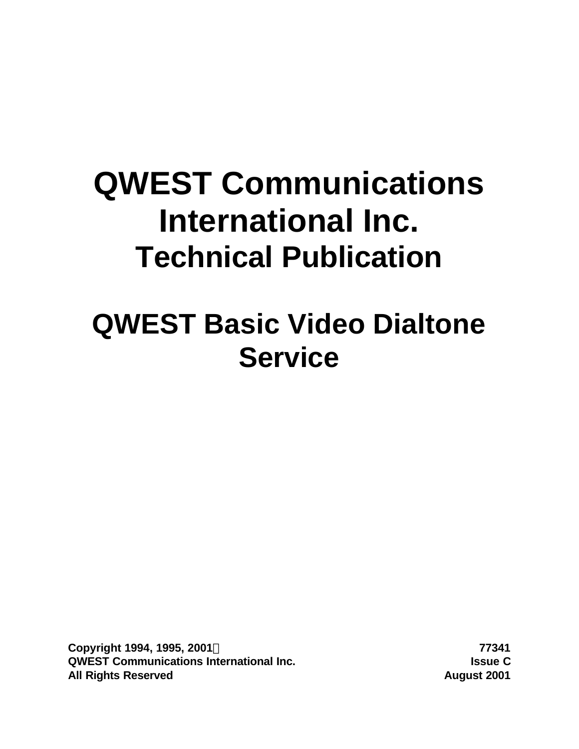# QWEST Communications International Inc.

## Technical Publication

# QWEST Basic Video Dialtone Service

**Copyright 1994, 1995, 2001**
**QWEST Communications International Inc.**
**All Rights Reserved**

**77341**
**Issue C**
**August 2001**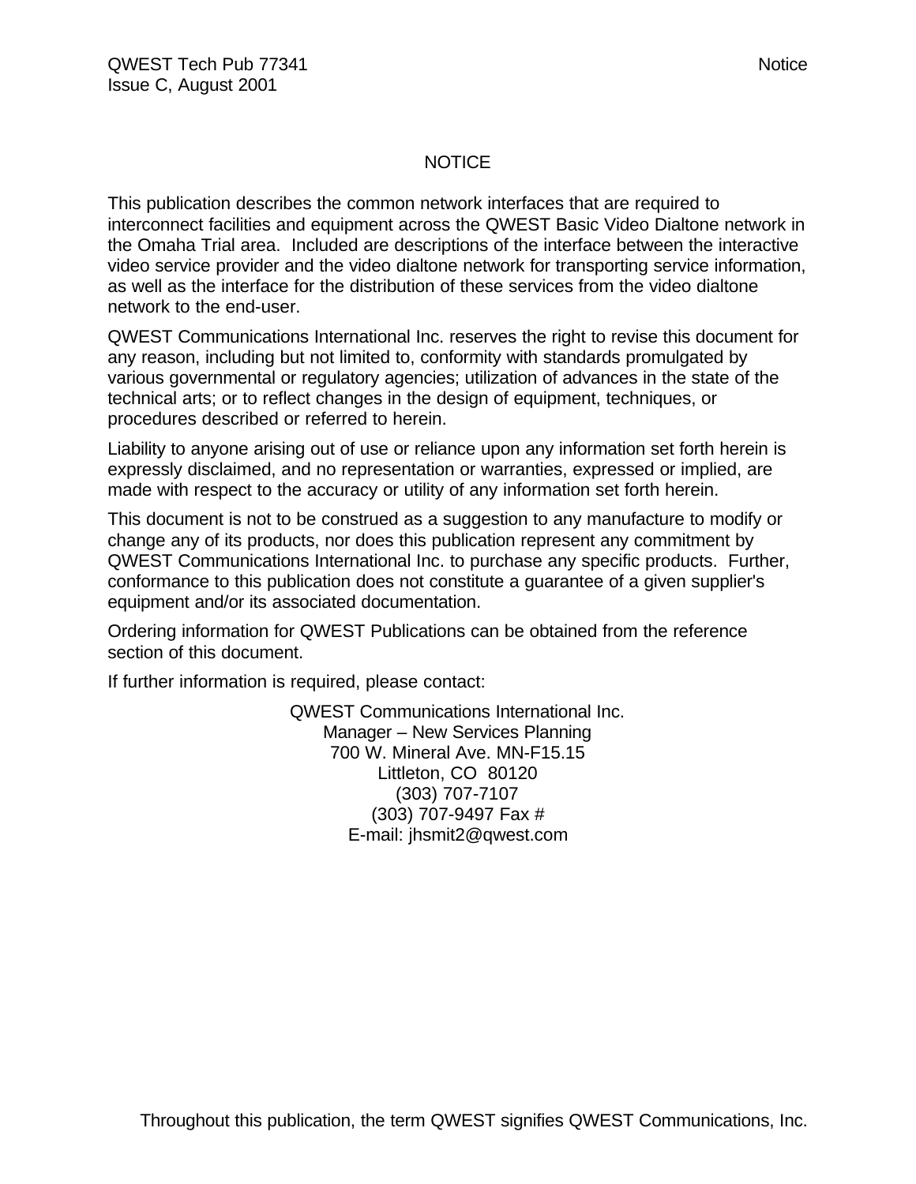# NOTICE

This publication describes the common network interfaces that are required to interconnect facilities and equipment across the QWEST Basic Video Dialtone network in the Omaha Trial area. Included are descriptions of the interface between the interactive video service provider and the video dialtone network for transporting service information, as well as the interface for the distribution of these services from the video dialtone network to the end-user.

QWEST Communications International Inc. reserves the right to revise this document for any reason, including but not limited to, conformity with standards promulgated by various governmental or regulatory agencies; utilization of advances in the state of the technical arts; or to reflect changes in the design of equipment, techniques, or procedures described or referred to herein.

Liability to anyone arising out of use or reliance upon any information set forth herein is expressly disclaimed, and no representation or warranties, expressed or implied, are made with respect to the accuracy or utility of any information set forth herein.

This document is not to be construed as a suggestion to any manufacture to modify or change any of its products, nor does this publication represent any commitment by QWEST Communications International Inc. to purchase any specific products. Further, conformance to this publication does not constitute a guarantee of a given supplier's equipment and/or its associated documentation.

Ordering information for QWEST Publications can be obtained from the reference section of this document.

If further information is required, please contact:

QWEST Communications International Inc.
Manager – New Services Planning
700 W. Mineral Ave. MN-F15.15
Littleton, CO 80120
(303) 707-7107
(303) 707-9497 Fax #
E-mail: jhsmit2@qwest.com

Throughout this publication, the term QWEST signifies QWEST Communications, Inc.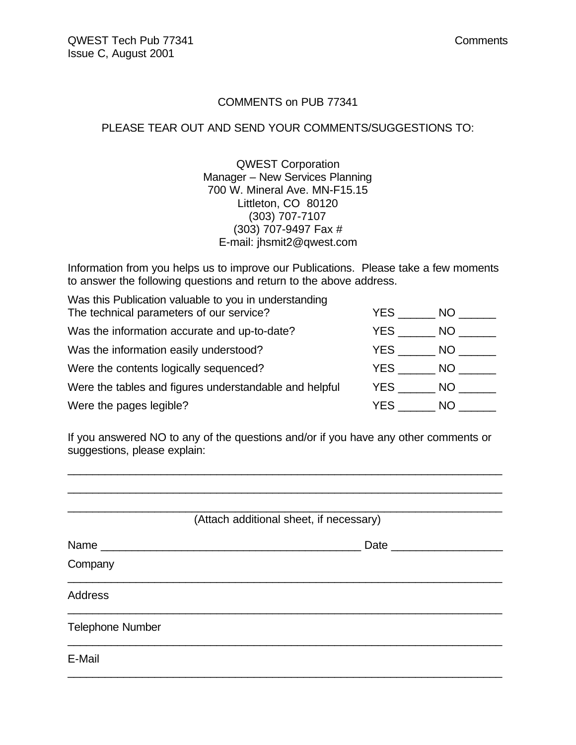# COMMENTS on PUB 77341

PLEASE TEAR OUT AND SEND YOUR COMMENTS/SUGGESTIONS TO:

QWEST Corporation
Manager – New Services Planning
700 W. Mineral Ave. MN-F15.15
Littleton, CO 80120
(303) 707-7107
(303) 707-9497 Fax #
E-mail: jhsmit2@qwest.com

Information from you helps us to improve our Publications. Please take a few moments to answer the following questions and return to the above address.

| | |
|---|---|
| Was this Publication valuable to you in understanding The technical parameters of our service? | YES ______ NO ______ |
| Was the information accurate and up-to-date? | YES ______ NO ______ |
| Was the information easily understood? | YES ______ NO ______ |
| Were the contents logically sequenced? | YES ______ NO ______ |
| Were the tables and figures understandable and helpful | YES ______ NO ______ |
| Were the pages legible? | YES ______ NO ______ |

If you answered NO to any of the questions and/or if you have any other comments or suggestions, please explain:

______________________________________________________________________

______________________________________________________________________

______________________________________________________________________

(Attach additional sheet, if necessary)

Name ________________________________________ Date _________________

Company
______________________________________________________________________

Address
______________________________________________________________________

Telephone Number
______________________________________________________________________

E-Mail
______________________________________________________________________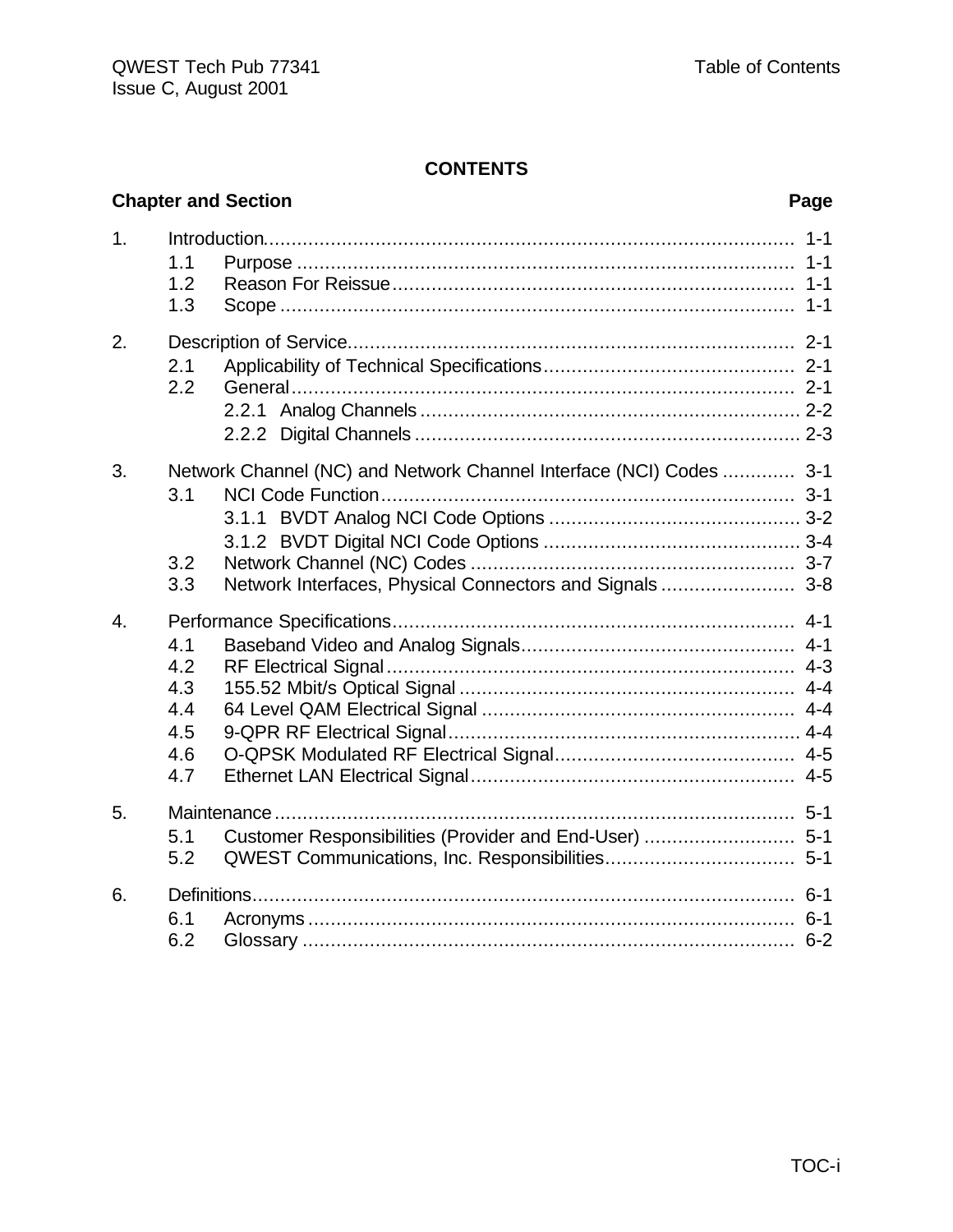**CONTENTS**

| **Chapter and Section** | | | **Page** |
|---|---|---|---|
| 1. | Introduction | | 1-1 |
| | 1.1 | Purpose | 1-1 |
| | 1.2 | Reason For Reissue | 1-1 |
| | 1.3 | Scope | 1-1 |
| 2. | Description of Service | | 2-1 |
| | 2.1 | Applicability of Technical Specifications | 2-1 |
| | 2.2 | General | 2-1 |
| | | 2.2.1 Analog Channels | 2-2 |
| | | 2.2.2 Digital Channels | 2-3 |
| 3. | Network Channel (NC) and Network Channel Interface (NCI) Codes | | 3-1 |
| | 3.1 | NCI Code Function | 3-1 |
| | | 3.1.1 BVDT Analog NCI Code Options | 3-2 |
| | | 3.1.2 BVDT Digital NCI Code Options | 3-4 |
| | 3.2 | Network Channel (NC) Codes | 3-7 |
| | 3.3 | Network Interfaces, Physical Connectors and Signals | 3-8 |
| 4. | Performance Specifications | | 4-1 |
| | 4.1 | Baseband Video and Analog Signals | 4-1 |
| | 4.2 | RF Electrical Signal | 4-3 |
| | 4.3 | 155.52 Mbit/s Optical Signal | 4-4 |
| | 4.4 | 64 Level QAM Electrical Signal | 4-4 |
| | 4.5 | 9-QPR RF Electrical Signal | 4-4 |
| | 4.6 | O-QPSK Modulated RF Electrical Signal | 4-5 |
| | 4.7 | Ethernet LAN Electrical Signal | 4-5 |
| 5. | Maintenance | | 5-1 |
| | 5.1 | Customer Responsibilities (Provider and End-User) | 5-1 |
| | 5.2 | QWEST Communications, Inc. Responsibilities | 5-1 |
| 6. | Definitions | | 6-1 |
| | 6.1 | Acronyms | 6-1 |
| | 6.2 | Glossary | 6-2 |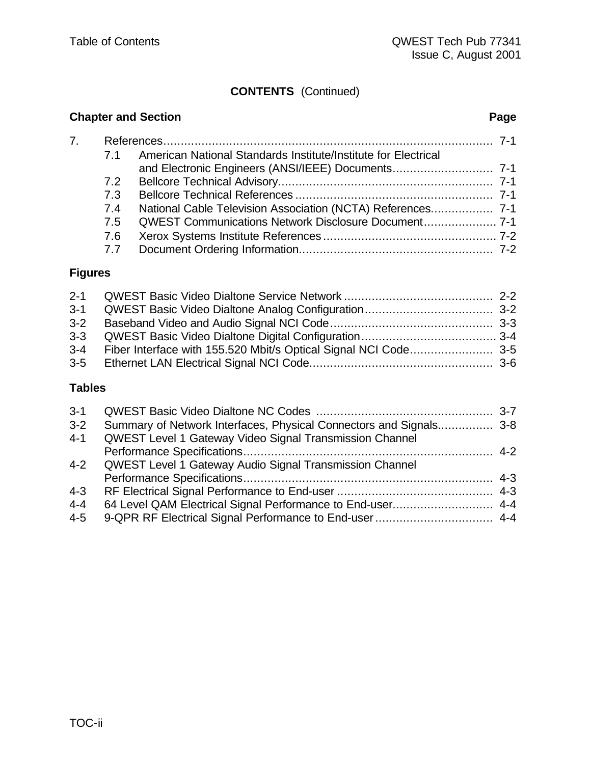**CONTENTS** (Continued)

| Chapter and Section | | Page |
|---|---|---|
| 7. | References | 7-1 |
| 7.1 | American National Standards Institute/Institute for Electrical and Electronic Engineers (ANSI/IEEE) Documents | 7-1 |
| 7.2 | Bellcore Technical Advisory | 7-1 |
| 7.3 | Bellcore Technical References | 7-1 |
| 7.4 | National Cable Television Association (NCTA) References | 7-1 |
| 7.5 | QWEST Communications Network Disclosure Document | 7-1 |
| 7.6 | Xerox Systems Institute References | 7-2 |
| 7.7 | Document Ordering Information | 7-2 |

**Figures**

| | | |
|---|---|---|
| 2-1 | QWEST Basic Video Dialtone Service Network | 2-2 |
| 3-1 | QWEST Basic Video Dialtone Analog Configuration | 3-2 |
| 3-2 | Baseband Video and Audio Signal NCI Code | 3-3 |
| 3-3 | QWEST Basic Video Dialtone Digital Configuration | 3-4 |
| 3-4 | Fiber Interface with 155.520 Mbit/s Optical Signal NCI Code | 3-5 |
| 3-5 | Ethernet LAN Electrical Signal NCI Code | 3-6 |

**Tables**

| | | |
|---|---|---|
| 3-1 | QWEST Basic Video Dialtone NC Codes | 3-7 |
| 3-2 | Summary of Network Interfaces, Physical Connectors and Signals | 3-8 |
| 4-1 | QWEST Level 1 Gateway Video Signal Transmission Channel Performance Specifications | 4-2 |
| 4-2 | QWEST Level 1 Gateway Audio Signal Transmission Channel Performance Specifications | 4-3 |
| 4-3 | RF Electrical Signal Performance to End-user | 4-3 |
| 4-4 | 64 Level QAM Electrical Signal Performance to End-user | 4-4 |
| 4-5 | 9-QPR RF Electrical Signal Performance to End-user | 4-4 |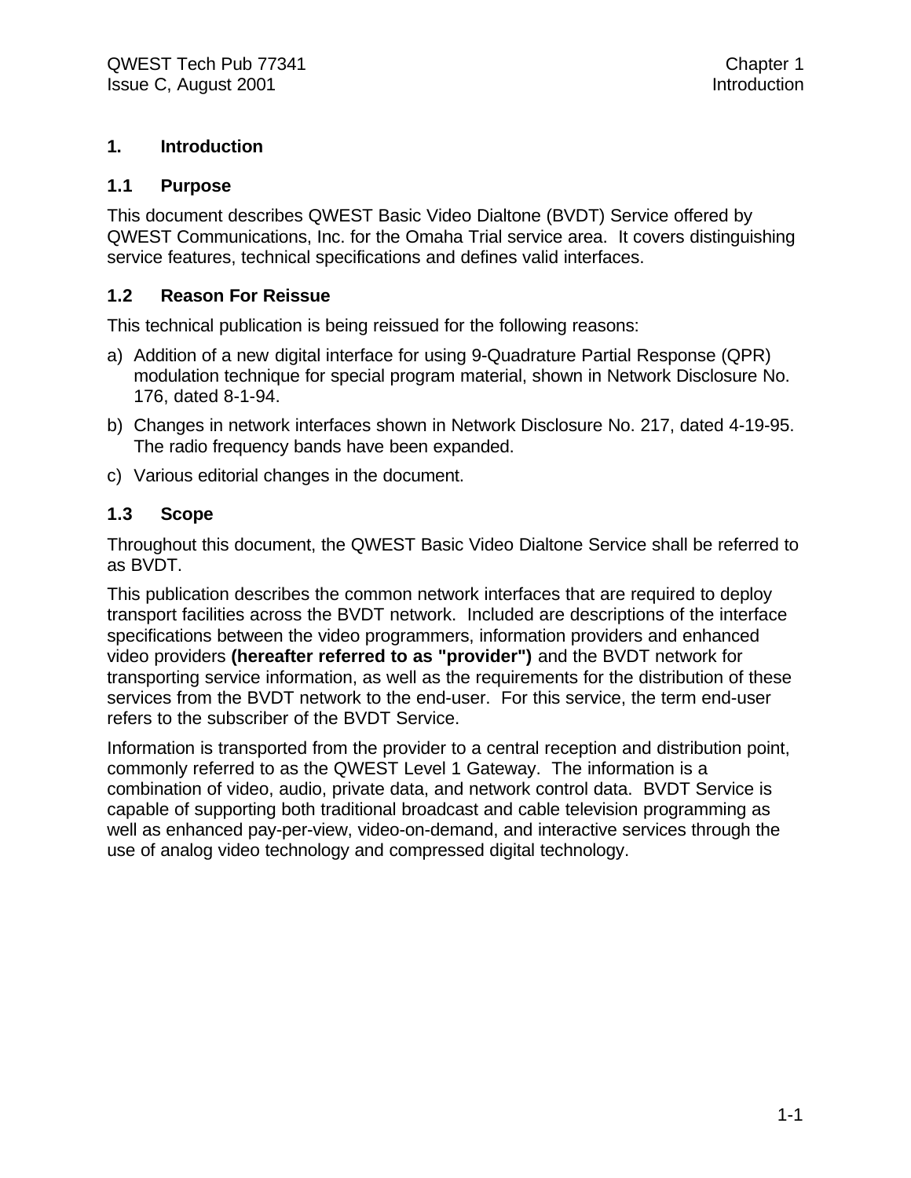# 1. Introduction

## 1.1 Purpose

This document describes QWEST Basic Video Dialtone (BVDT) Service offered by QWEST Communications, Inc. for the Omaha Trial service area. It covers distinguishing service features, technical specifications and defines valid interfaces.

## 1.2 Reason For Reissue

This technical publication is being reissued for the following reasons:

a) Addition of a new digital interface for using 9-Quadrature Partial Response (QPR) modulation technique for special program material, shown in Network Disclosure No. 176, dated 8-1-94.

b) Changes in network interfaces shown in Network Disclosure No. 217, dated 4-19-95. The radio frequency bands have been expanded.

c) Various editorial changes in the document.

## 1.3 Scope

Throughout this document, the QWEST Basic Video Dialtone Service shall be referred to as BVDT.

This publication describes the common network interfaces that are required to deploy transport facilities across the BVDT network. Included are descriptions of the interface specifications between the video programmers, information providers and enhanced video providers **(hereafter referred to as "provider")** and the BVDT network for transporting service information, as well as the requirements for the distribution of these services from the BVDT network to the end-user. For this service, the term end-user refers to the subscriber of the BVDT Service.

Information is transported from the provider to a central reception and distribution point, commonly referred to as the QWEST Level 1 Gateway. The information is a combination of video, audio, private data, and network control data. BVDT Service is capable of supporting both traditional broadcast and cable television programming as well as enhanced pay-per-view, video-on-demand, and interactive services through the use of analog video technology and compressed digital technology.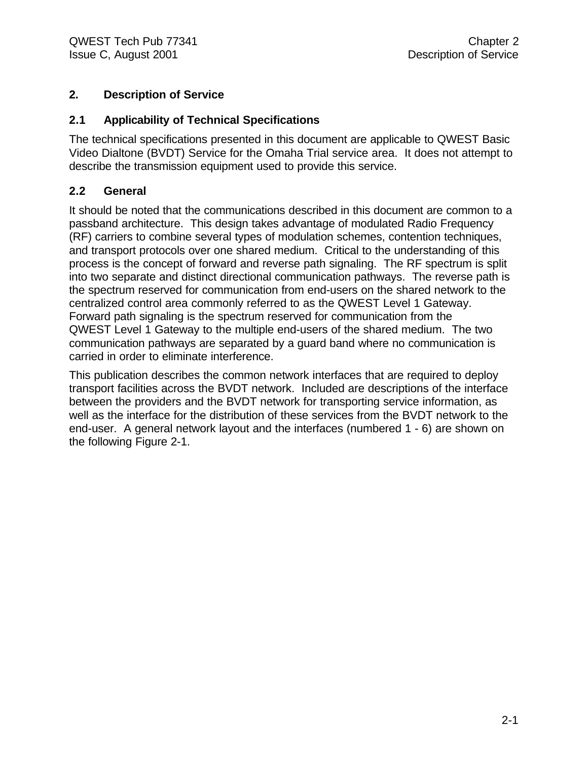# 2. Description of Service

## 2.1 Applicability of Technical Specifications

The technical specifications presented in this document are applicable to QWEST Basic Video Dialtone (BVDT) Service for the Omaha Trial service area. It does not attempt to describe the transmission equipment used to provide this service.

## 2.2 General

It should be noted that the communications described in this document are common to a passband architecture. This design takes advantage of modulated Radio Frequency (RF) carriers to combine several types of modulation schemes, contention techniques, and transport protocols over one shared medium. Critical to the understanding of this process is the concept of forward and reverse path signaling. The RF spectrum is split into two separate and distinct directional communication pathways. The reverse path is the spectrum reserved for communication from end-users on the shared network to the centralized control area commonly referred to as the QWEST Level 1 Gateway. Forward path signaling is the spectrum reserved for communication from the QWEST Level 1 Gateway to the multiple end-users of the shared medium. The two communication pathways are separated by a guard band where no communication is carried in order to eliminate interference.

This publication describes the common network interfaces that are required to deploy transport facilities across the BVDT network. Included are descriptions of the interface between the providers and the BVDT network for transporting service information, as well as the interface for the distribution of these services from the BVDT network to the end-user. A general network layout and the interfaces (numbered 1 - 6) are shown on the following Figure 2-1.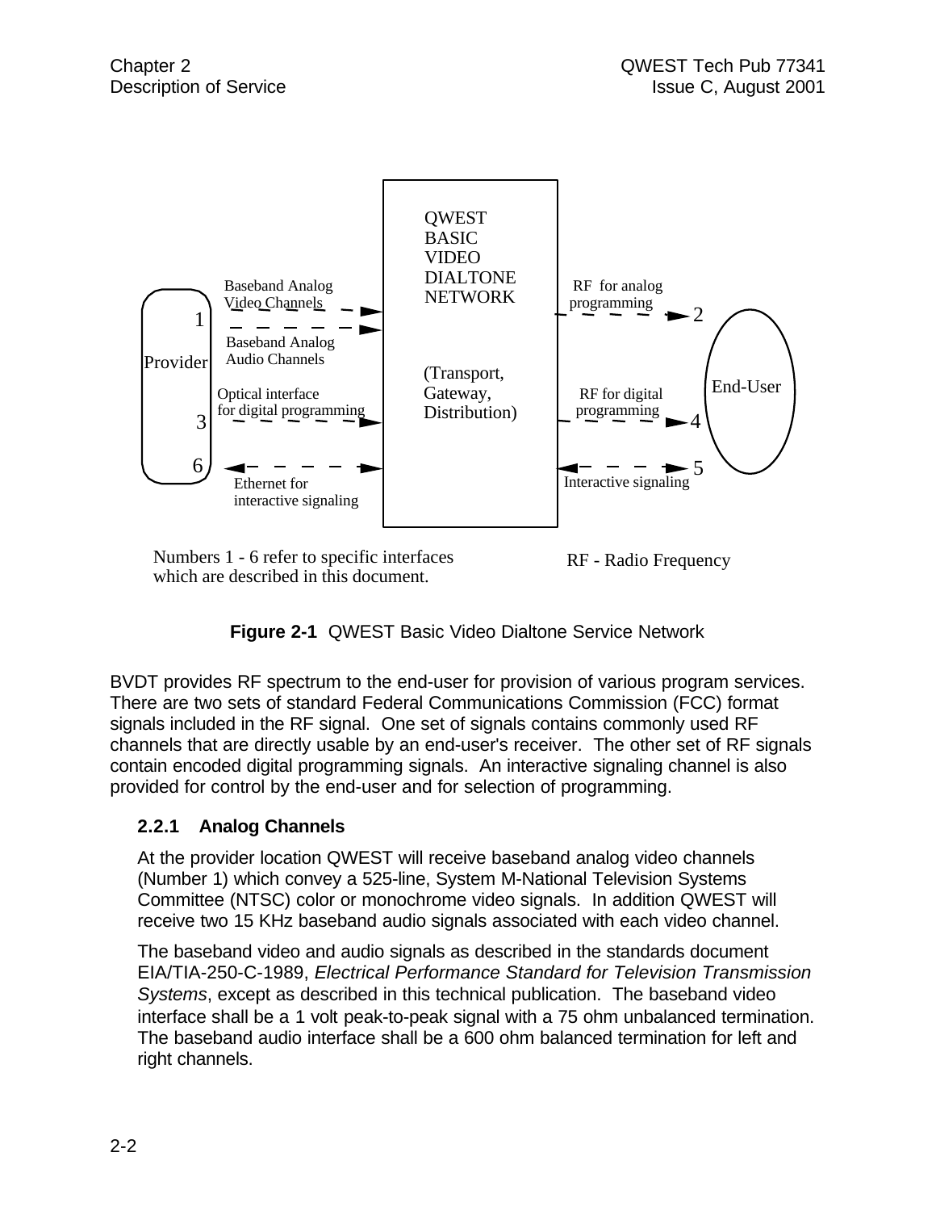QWEST BASIC VIDEO DIALTONE NETWORK

(Transport, Gateway, Distribution)

Provider

1

3

6

Baseband Analog Video Channels

Baseband Analog Audio Channels

Optical interface for digital programming

Ethernet for interactive signaling

RF for analog programming

RF for digital programming

Interactive signaling

2

4

5

End-User

Numbers 1 - 6 refer to specific interfaces which are described in this document.

RF - Radio Frequency

**Figure 2-1** QWEST Basic Video Dialtone Service Network

BVDT provides RF spectrum to the end-user for provision of various program services. There are two sets of standard Federal Communications Commission (FCC) format signals included in the RF signal. One set of signals contains commonly used RF channels that are directly usable by an end-user's receiver. The other set of RF signals contain encoded digital programming signals. An interactive signaling channel is also provided for control by the end-user and for selection of programming.

### 2.2.1 Analog Channels

At the provider location QWEST will receive baseband analog video channels (Number 1) which convey a 525-line, System M-National Television Systems Committee (NTSC) color or monochrome video signals. In addition QWEST will receive two 15 KHz baseband audio signals associated with each video channel.

The baseband video and audio signals as described in the standards document EIA/TIA-250-C-1989, *Electrical Performance Standard for Television Transmission Systems*, except as described in this technical publication. The baseband video interface shall be a 1 volt peak-to-peak signal with a 75 ohm unbalanced termination. The baseband audio interface shall be a 600 ohm balanced termination for left and right channels.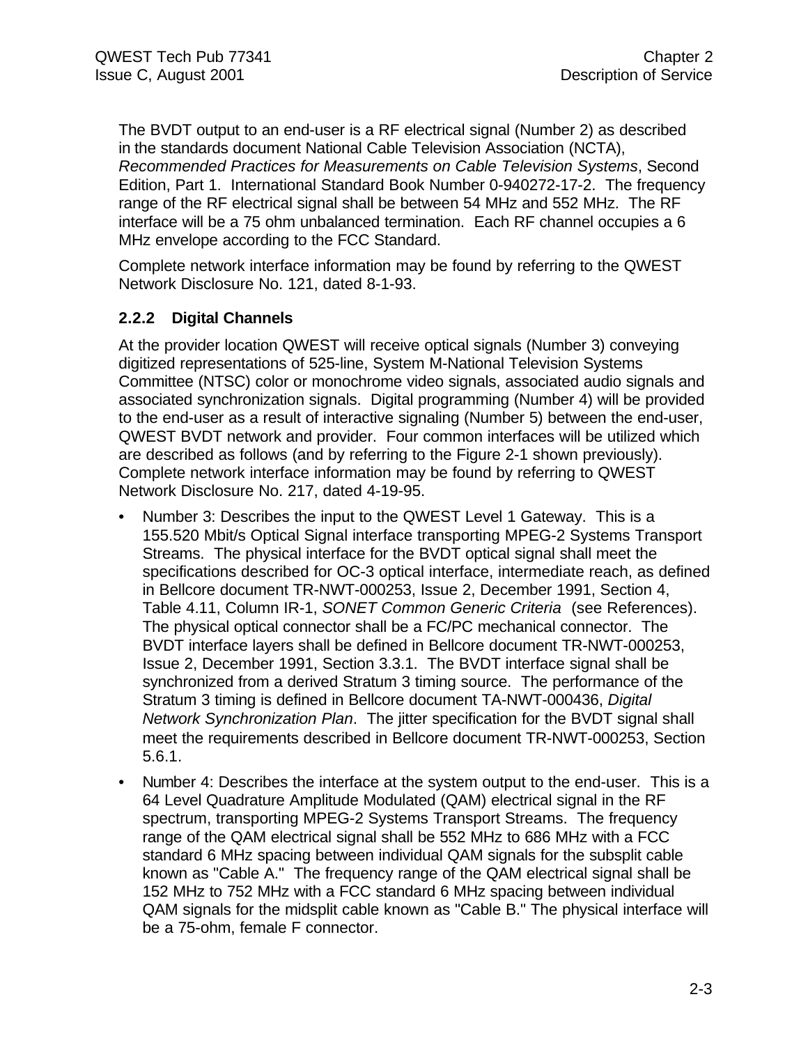The BVDT output to an end-user is a RF electrical signal (Number 2) as described in the standards document National Cable Television Association (NCTA), *Recommended Practices for Measurements on Cable Television Systems*, Second Edition, Part 1. International Standard Book Number 0-940272-17-2. The frequency range of the RF electrical signal shall be between 54 MHz and 552 MHz. The RF interface will be a 75 ohm unbalanced termination. Each RF channel occupies a 6 MHz envelope according to the FCC Standard.

Complete network interface information may be found by referring to the QWEST Network Disclosure No. 121, dated 8-1-93.

### 2.2.2 Digital Channels

At the provider location QWEST will receive optical signals (Number 3) conveying digitized representations of 525-line, System M-National Television Systems Committee (NTSC) color or monochrome video signals, associated audio signals and associated synchronization signals. Digital programming (Number 4) will be provided to the end-user as a result of interactive signaling (Number 5) between the end-user, QWEST BVDT network and provider. Four common interfaces will be utilized which are described as follows (and by referring to the Figure 2-1 shown previously). Complete network interface information may be found by referring to QWEST Network Disclosure No. 217, dated 4-19-95.

- Number 3: Describes the input to the QWEST Level 1 Gateway. This is a 155.520 Mbit/s Optical Signal interface transporting MPEG-2 Systems Transport Streams. The physical interface for the BVDT optical signal shall meet the specifications described for OC-3 optical interface, intermediate reach, as defined in Bellcore document TR-NWT-000253, Issue 2, December 1991, Section 4, Table 4.11, Column IR-1, *SONET Common Generic Criteria* (see References). The physical optical connector shall be a FC/PC mechanical connector. The BVDT interface layers shall be defined in Bellcore document TR-NWT-000253, Issue 2, December 1991, Section 3.3.1. The BVDT interface signal shall be synchronized from a derived Stratum 3 timing source. The performance of the Stratum 3 timing is defined in Bellcore document TA-NWT-000436, *Digital Network Synchronization Plan*. The jitter specification for the BVDT signal shall meet the requirements described in Bellcore document TR-NWT-000253, Section 5.6.1.
- Number 4: Describes the interface at the system output to the end-user. This is a 64 Level Quadrature Amplitude Modulated (QAM) electrical signal in the RF spectrum, transporting MPEG-2 Systems Transport Streams. The frequency range of the QAM electrical signal shall be 552 MHz to 686 MHz with a FCC standard 6 MHz spacing between individual QAM signals for the subsplit cable known as "Cable A." The frequency range of the QAM electrical signal shall be 152 MHz to 752 MHz with a FCC standard 6 MHz spacing between individual QAM signals for the midsplit cable known as "Cable B." The physical interface will be a 75-ohm, female F connector.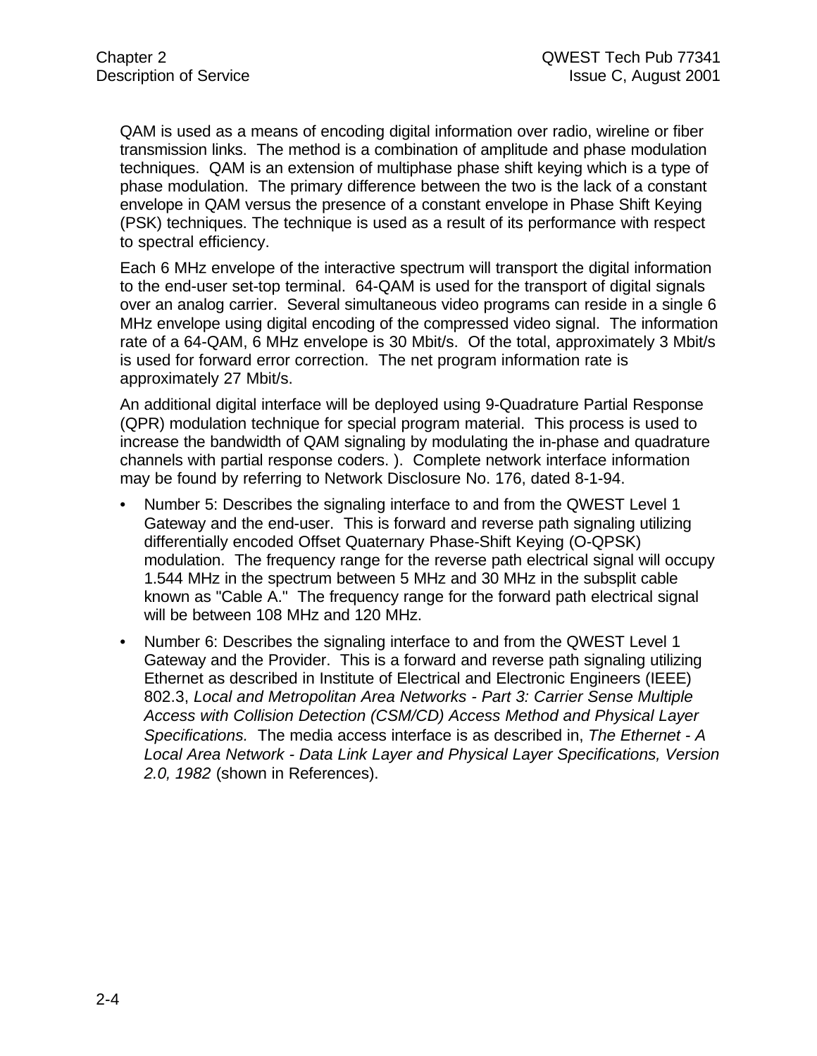QAM is used as a means of encoding digital information over radio, wireline or fiber transmission links. The method is a combination of amplitude and phase modulation techniques. QAM is an extension of multiphase phase shift keying which is a type of phase modulation. The primary difference between the two is the lack of a constant envelope in QAM versus the presence of a constant envelope in Phase Shift Keying (PSK) techniques. The technique is used as a result of its performance with respect to spectral efficiency.

Each 6 MHz envelope of the interactive spectrum will transport the digital information to the end-user set-top terminal. 64-QAM is used for the transport of digital signals over an analog carrier. Several simultaneous video programs can reside in a single 6 MHz envelope using digital encoding of the compressed video signal. The information rate of a 64-QAM, 6 MHz envelope is 30 Mbit/s. Of the total, approximately 3 Mbit/s is used for forward error correction. The net program information rate is approximately 27 Mbit/s.

An additional digital interface will be deployed using 9-Quadrature Partial Response (QPR) modulation technique for special program material. This process is used to increase the bandwidth of QAM signaling by modulating the in-phase and quadrature channels with partial response coders. ). Complete network interface information may be found by referring to Network Disclosure No. 176, dated 8-1-94.

- Number 5: Describes the signaling interface to and from the QWEST Level 1 Gateway and the end-user. This is forward and reverse path signaling utilizing differentially encoded Offset Quaternary Phase-Shift Keying (O-QPSK) modulation. The frequency range for the reverse path electrical signal will occupy 1.544 MHz in the spectrum between 5 MHz and 30 MHz in the subsplit cable known as "Cable A." The frequency range for the forward path electrical signal will be between 108 MHz and 120 MHz.
- Number 6: Describes the signaling interface to and from the QWEST Level 1 Gateway and the Provider. This is a forward and reverse path signaling utilizing Ethernet as described in Institute of Electrical and Electronic Engineers (IEEE) 802.3, *Local and Metropolitan Area Networks - Part 3: Carrier Sense Multiple Access with Collision Detection (CSM/CD) Access Method and Physical Layer Specifications.* The media access interface is as described in, *The Ethernet - A Local Area Network - Data Link Layer and Physical Layer Specifications, Version 2.0, 1982* (shown in References).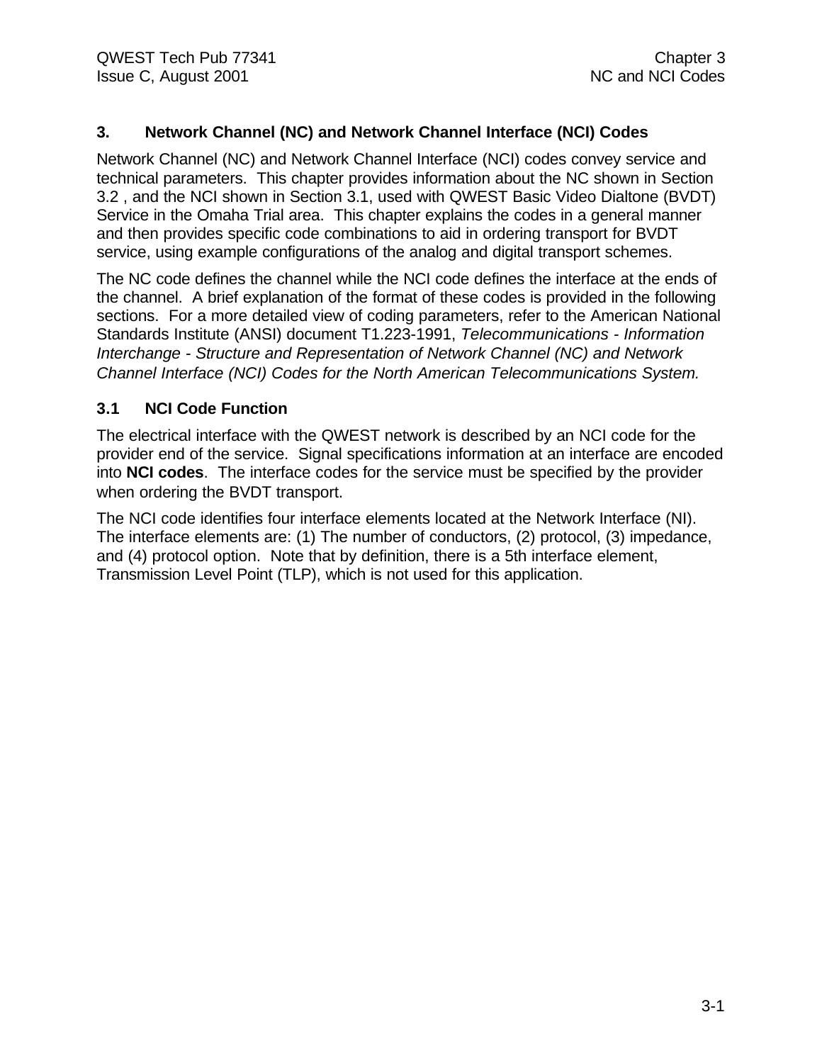## 3. Network Channel (NC) and Network Channel Interface (NCI) Codes

Network Channel (NC) and Network Channel Interface (NCI) codes convey service and technical parameters. This chapter provides information about the NC shown in Section 3.2 , and the NCI shown in Section 3.1, used with QWEST Basic Video Dialtone (BVDT) Service in the Omaha Trial area. This chapter explains the codes in a general manner and then provides specific code combinations to aid in ordering transport for BVDT service, using example configurations of the analog and digital transport schemes.

The NC code defines the channel while the NCI code defines the interface at the ends of the channel. A brief explanation of the format of these codes is provided in the following sections. For a more detailed view of coding parameters, refer to the American National Standards Institute (ANSI) document T1.223-1991, *Telecommunications - Information Interchange - Structure and Representation of Network Channel (NC) and Network Channel Interface (NCI) Codes for the North American Telecommunications System.*

### 3.1 NCI Code Function

The electrical interface with the QWEST network is described by an NCI code for the provider end of the service. Signal specifications information at an interface are encoded into **NCI codes**. The interface codes for the service must be specified by the provider when ordering the BVDT transport.

The NCI code identifies four interface elements located at the Network Interface (NI). The interface elements are: (1) The number of conductors, (2) protocol, (3) impedance, and (4) protocol option. Note that by definition, there is a 5th interface element, Transmission Level Point (TLP), which is not used for this application.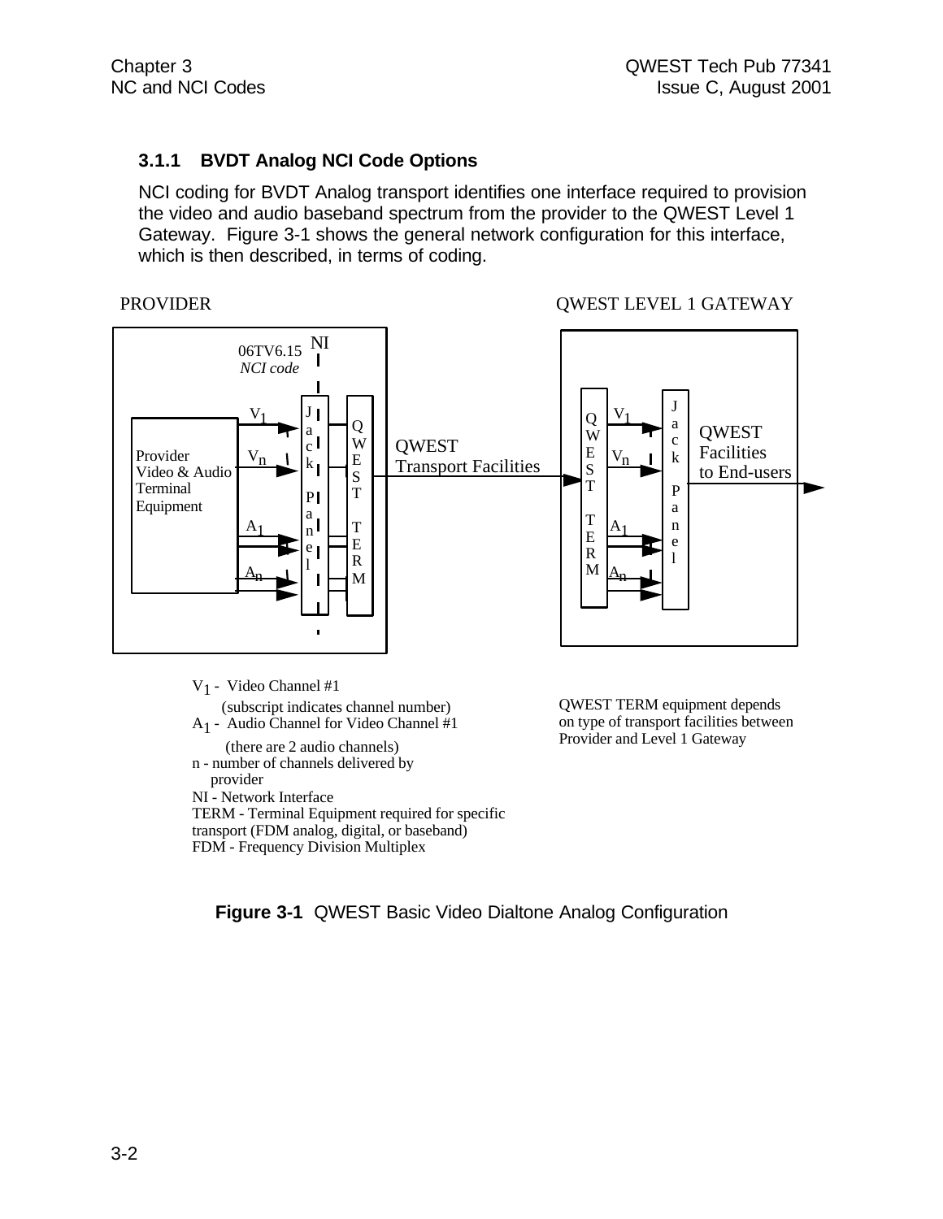### 3.1.1 BVDT Analog NCI Code Options

NCI coding for BVDT Analog transport identifies one interface required to provision the video and audio baseband spectrum from the provider to the QWEST Level 1 Gateway. Figure 3-1 shows the general network configuration for this interface, which is then described, in terms of coding.

PROVIDER

QWEST LEVEL 1 GATEWAY

06TV6.15
*NCI code*

NI

Provider Video & Audio Terminal Equipment

$V_1$

$V_n$

$A_1$

$A_n$

Jack Panel

QWEST TERM

QWEST Transport Facilities

QWEST TERM

$V_1$

$V_n$

$A_1$

$A_n$

Jack Panel

QWEST Facilities to End-users

$V_1$ - Video Channel #1
(subscript indicates channel number)
$A_1$ - Audio Channel for Video Channel #1
(there are 2 audio channels)
n - number of channels delivered by provider
NI - Network Interface
TERM - Terminal Equipment required for specific transport (FDM analog, digital, or baseband)
FDM - Frequency Division Multiplex

QWEST TERM equipment depends on type of transport facilities between Provider and Level 1 Gateway

**Figure 3-1** QWEST Basic Video Dialtone Analog Configuration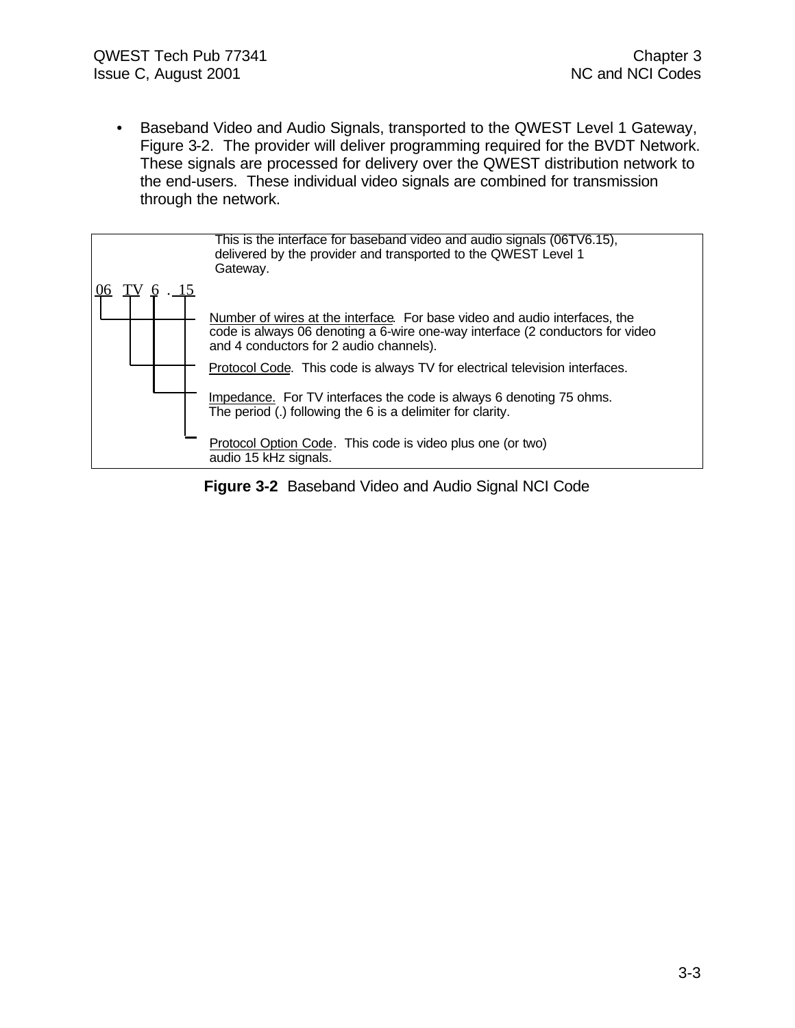- Baseband Video and Audio Signals, transported to the QWEST Level 1 Gateway, Figure 3-2. The provider will deliver programming required for the BVDT Network. These signals are processed for delivery over the QWEST distribution network to the end-users. These individual video signals are combined for transmission through the network.

This is the interface for baseband video and audio signals (06TV6.15), delivered by the provider and transported to the QWEST Level 1 Gateway.

06 TV 6 . 15

Number of wires at the interface. For base video and audio interfaces, the code is always 06 denoting a 6-wire one-way interface (2 conductors for video and 4 conductors for 2 audio channels).

Protocol Code. This code is always TV for electrical television interfaces.

Impedance. For TV interfaces the code is always 6 denoting 75 ohms. The period (.) following the 6 is a delimiter for clarity.

Protocol Option Code. This code is video plus one (or two) audio 15 kHz signals.

**Figure 3-2** Baseband Video and Audio Signal NCI Code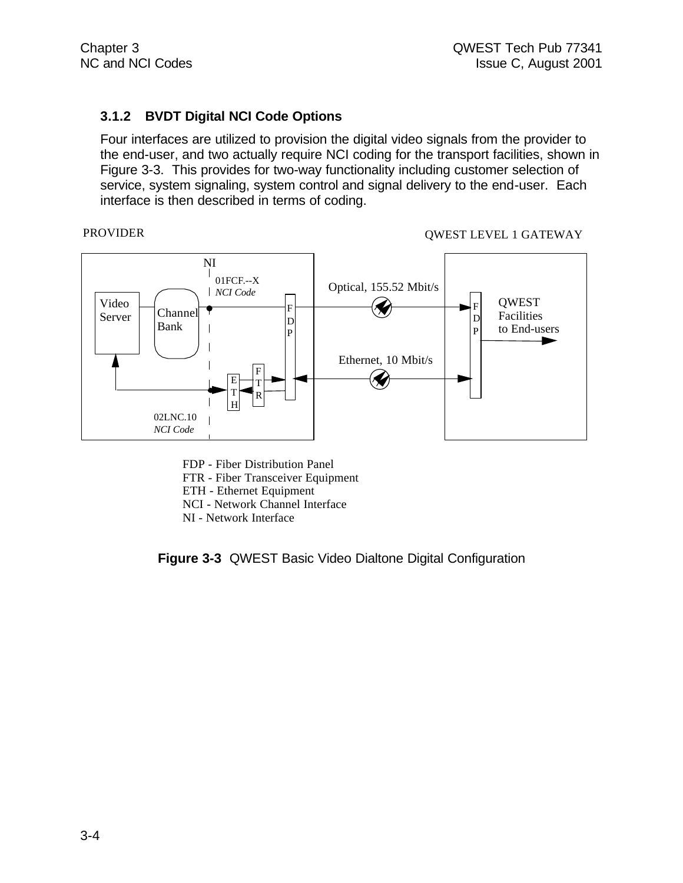### 3.1.2 BVDT Digital NCI Code Options

Four interfaces are utilized to provision the digital video signals from the provider to the end-user, and two actually require NCI coding for the transport facilities, shown in Figure 3-3. This provides for two-way functionality including customer selection of service, system signaling, system control and signal delivery to the end-user. Each interface is then described in terms of coding.

PROVIDER

QWEST LEVEL 1 GATEWAY

NI

01FCF.--X
*NCI Code*

Optical, 155.52 Mbit/s

Video Server

Channel Bank

FDP

FDP

QWEST Facilities to End-users

Ethernet, 10 Mbit/s

ETH

FTR

02LNC.10
*NCI Code*

FDP - Fiber Distribution Panel
FTR - Fiber Transceiver Equipment
ETH - Ethernet Equipment
NCI - Network Channel Interface
NI - Network Interface

**Figure 3-3** QWEST Basic Video Dialtone Digital Configuration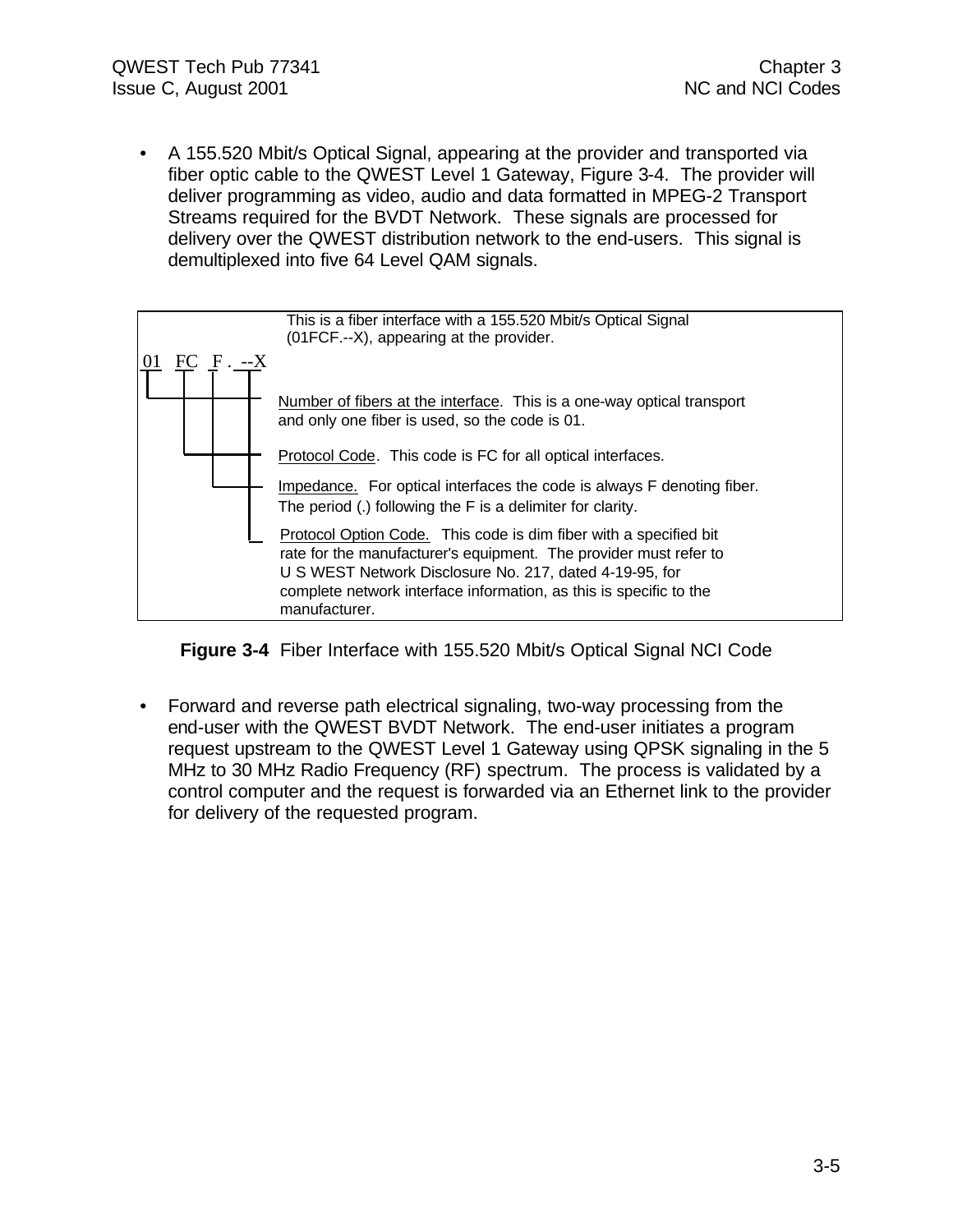- A 155.520 Mbit/s Optical Signal, appearing at the provider and transported via fiber optic cable to the QWEST Level 1 Gateway, Figure 3-4. The provider will deliver programming as video, audio and data formatted in MPEG-2 Transport Streams required for the BVDT Network. These signals are processed for delivery over the QWEST distribution network to the end-users. This signal is demultiplexed into five 64 Level QAM signals.

This is a fiber interface with a 155.520 Mbit/s Optical Signal (01FCF.--X), appearing at the provider.

01 FC F . --X

Number of fibers at the interface. This is a one-way optical transport and only one fiber is used, so the code is 01.

Protocol Code. This code is FC for all optical interfaces.

Impedance. For optical interfaces the code is always F denoting fiber. The period (.) following the F is a delimiter for clarity.

Protocol Option Code. This code is dim fiber with a specified bit rate for the manufacturer's equipment. The provider must refer to U S WEST Network Disclosure No. 217, dated 4-19-95, for complete network interface information, as this is specific to the manufacturer.

**Figure 3-4** Fiber Interface with 155.520 Mbit/s Optical Signal NCI Code

- Forward and reverse path electrical signaling, two-way processing from the end-user with the QWEST BVDT Network. The end-user initiates a program request upstream to the QWEST Level 1 Gateway using QPSK signaling in the 5 MHz to 30 MHz Radio Frequency (RF) spectrum. The process is validated by a control computer and the request is forwarded via an Ethernet link to the provider for delivery of the requested program.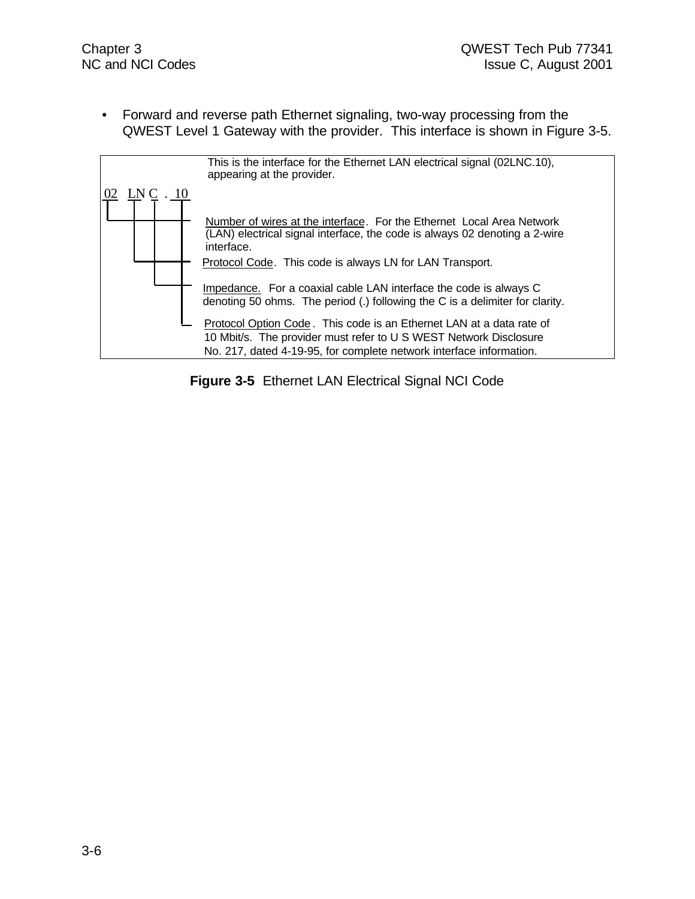- Forward and reverse path Ethernet signaling, two-way processing from the QWEST Level 1 Gateway with the provider. This interface is shown in Figure 3-5.

This is the interface for the Ethernet LAN electrical signal (02LNC.10), appearing at the provider.

02 LN C . 10

Number of wires at the interface. For the Ethernet Local Area Network (LAN) electrical signal interface, the code is always 02 denoting a 2-wire interface.

Protocol Code. This code is always LN for LAN Transport.

Impedance. For a coaxial cable LAN interface the code is always C denoting 50 ohms. The period (.) following the C is a delimiter for clarity.

Protocol Option Code. This code is an Ethernet LAN at a data rate of 10 Mbit/s. The provider must refer to U S WEST Network Disclosure No. 217, dated 4-19-95, for complete network interface information.

**Figure 3-5** Ethernet LAN Electrical Signal NCI Code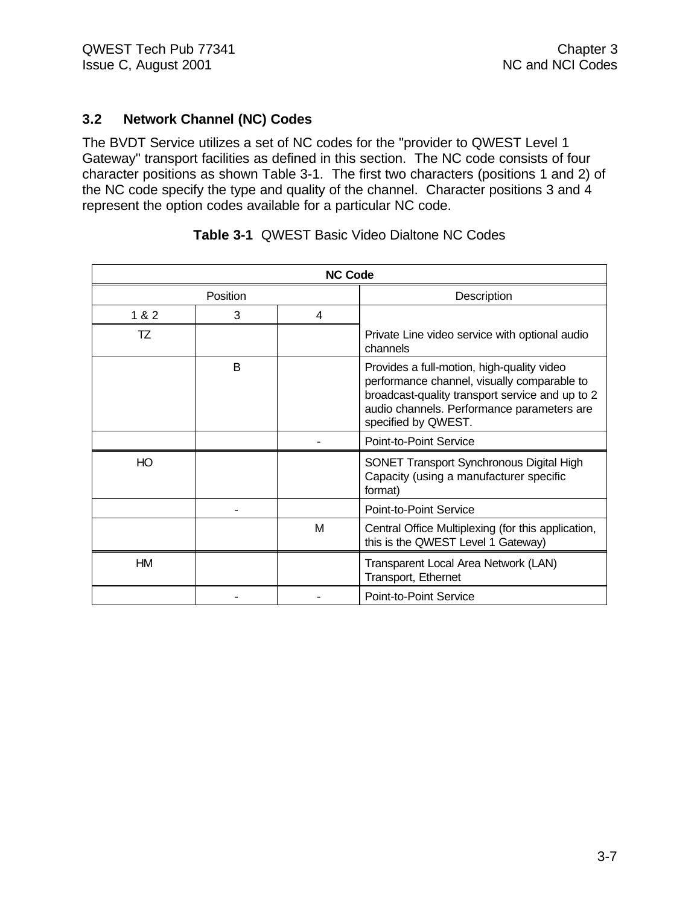## 3.2 Network Channel (NC) Codes

The BVDT Service utilizes a set of NC codes for the "provider to QWEST Level 1 Gateway" transport facilities as defined in this section. The NC code consists of four character positions as shown Table 3-1. The first two characters (positions 1 and 2) of the NC code specify the type and quality of the channel. Character positions 3 and 4 represent the option codes available for a particular NC code.

**Table 3-1** QWEST Basic Video Dialtone NC Codes

| NC Code | | | |
|---|---|---|---|
| Position | | | Description |
| 1 & 2 | 3 | 4 | |
| TZ | | | Private Line video service with optional audio channels |
| | B | | Provides a full-motion, high-quality video performance channel, visually comparable to broadcast-quality transport service and up to 2 audio channels. Performance parameters are specified by QWEST. |
| | | - | Point-to-Point Service |
| HO | | | SONET Transport Synchronous Digital High Capacity (using a manufacturer specific format) |
| | - | | Point-to-Point Service |
| | | M | Central Office Multiplexing (for this application, this is the QWEST Level 1 Gateway) |
| HM | | | Transparent Local Area Network (LAN) Transport, Ethernet |
| | - | - | Point-to-Point Service |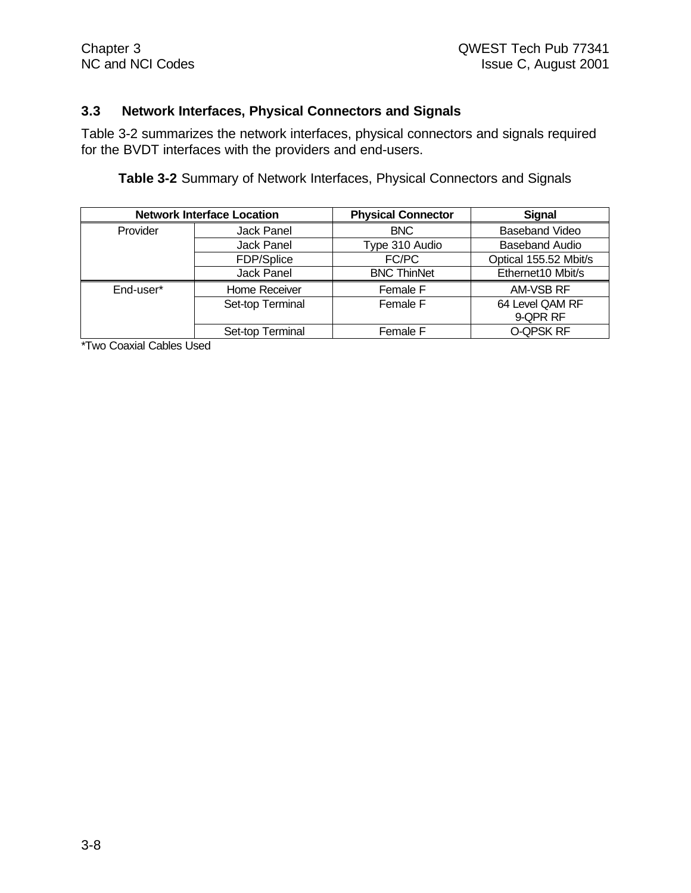## 3.3 Network Interfaces, Physical Connectors and Signals

Table 3-2 summarizes the network interfaces, physical connectors and signals required for the BVDT interfaces with the providers and end-users.

**Table 3-2** Summary of Network Interfaces, Physical Connectors and Signals

| Network Interface Location | | Physical Connector | Signal |
|---|---|---|---|
| Provider | Jack Panel | BNC | Baseband Video |
| | Jack Panel | Type 310 Audio | Baseband Audio |
| | FDP/Splice | FC/PC | Optical 155.52 Mbit/s |
| | Jack Panel | BNC ThinNet | Ethernet10 Mbit/s |
| End-user* | Home Receiver | Female F | AM-VSB RF |
| | Set-top Terminal | Female F | 64 Level QAM RF<br>9-QPR RF |
| | Set-top Terminal | Female F | O-QPSK RF |

*Two Coaxial Cables Used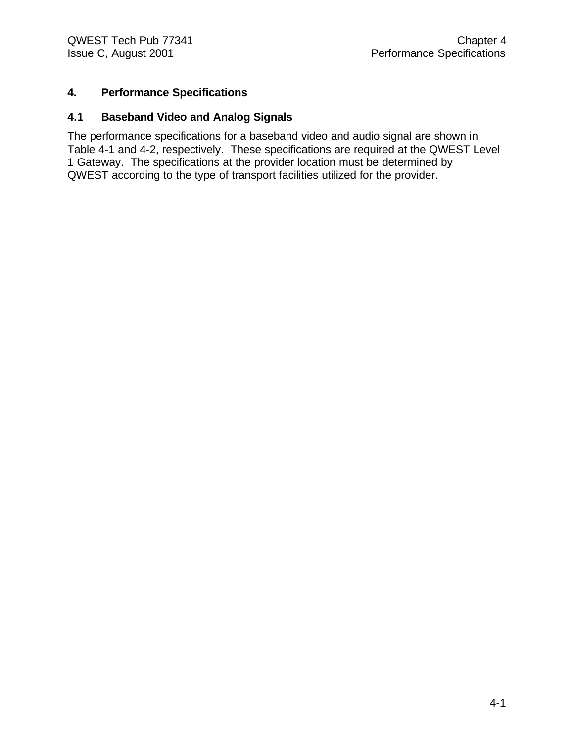# 4. Performance Specifications

## 4.1 Baseband Video and Analog Signals

The performance specifications for a baseband video and audio signal are shown in Table 4-1 and 4-2, respectively. These specifications are required at the QWEST Level 1 Gateway. The specifications at the provider location must be determined by QWEST according to the type of transport facilities utilized for the provider.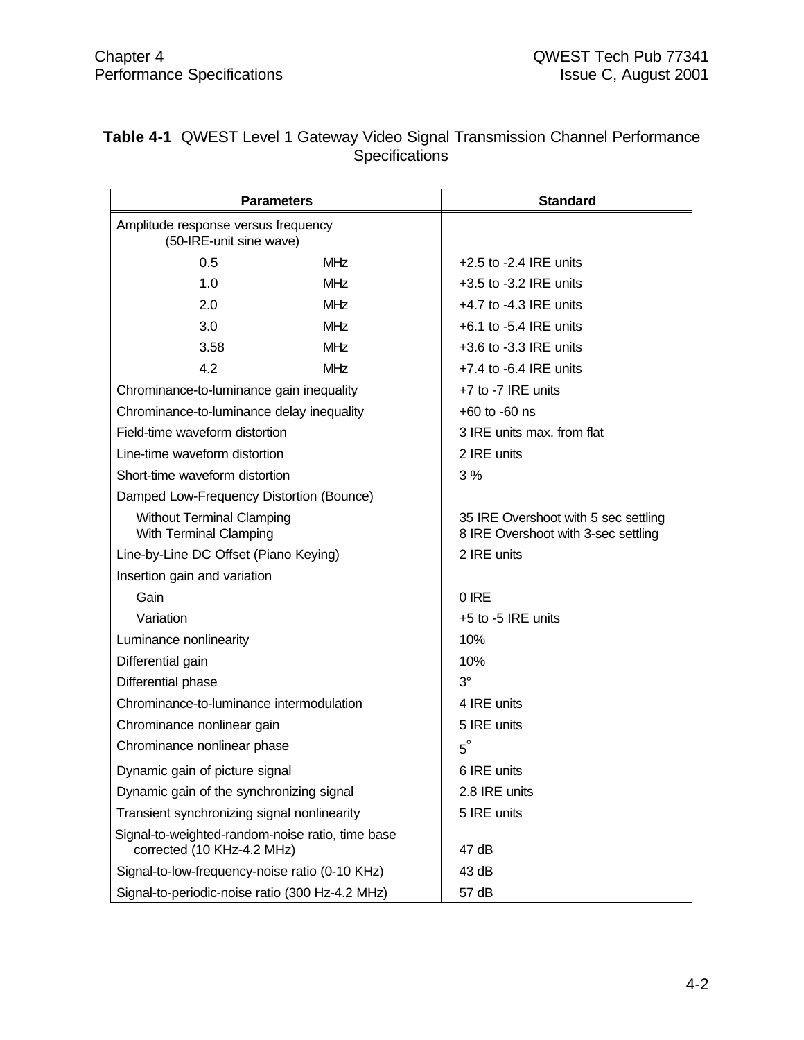**Table 4-1** QWEST Level 1 Gateway Video Signal Transmission Channel Performance Specifications

| Parameters | | Standard |
|---|---|---|
| Amplitude response versus frequency (50-IRE-unit sine wave) | | |
| 0.5 | MHz | +2.5 to -2.4 IRE units |
| 1.0 | MHz | +3.5 to -3.2 IRE units |
| 2.0 | MHz | +4.7 to -4.3 IRE units |
| 3.0 | MHz | +6.1 to -5.4 IRE units |
| 3.58 | MHz | +3.6 to -3.3 IRE units |
| 4.2 | MHz | +7.4 to -6.4 IRE units |
| Chrominance-to-luminance gain inequality | | +7 to -7 IRE units |
| Chrominance-to-luminance delay inequality | | +60 to -60 ns |
| Field-time waveform distortion | | 3 IRE units max. from flat |
| Line-time waveform distortion | | 2 IRE units |
| Short-time waveform distortion | | 3 % |
| Damped Low-Frequency Distortion (Bounce) | | |
| Without Terminal Clamping | | 35 IRE Overshoot with 5 sec settling |
| With Terminal Clamping | | 8 IRE Overshoot with 3-sec settling |
| Line-by-Line DC Offset (Piano Keying) | | 2 IRE units |
| Insertion gain and variation | | |
| Gain | | 0 IRE |
| Variation | | +5 to -5 IRE units |
| Luminance nonlinearity | | 10% |
| Differential gain | | 10% |
| Differential phase | | 3° |
| Chrominance-to-luminance intermodulation | | 4 IRE units |
| Chrominance nonlinear gain | | 5 IRE units |
| Chrominance nonlinear phase | | 5° |
| Dynamic gain of picture signal | | 6 IRE units |
| Dynamic gain of the synchronizing signal | | 2.8 IRE units |
| Transient synchronizing signal nonlinearity | | 5 IRE units |
| Signal-to-weighted-random-noise ratio, time base corrected (10 KHz-4.2 MHz) | | 47 dB |
| Signal-to-low-frequency-noise ratio (0-10 KHz) | | 43 dB |
| Signal-to-periodic-noise ratio (300 Hz-4.2 MHz) | | 57 dB |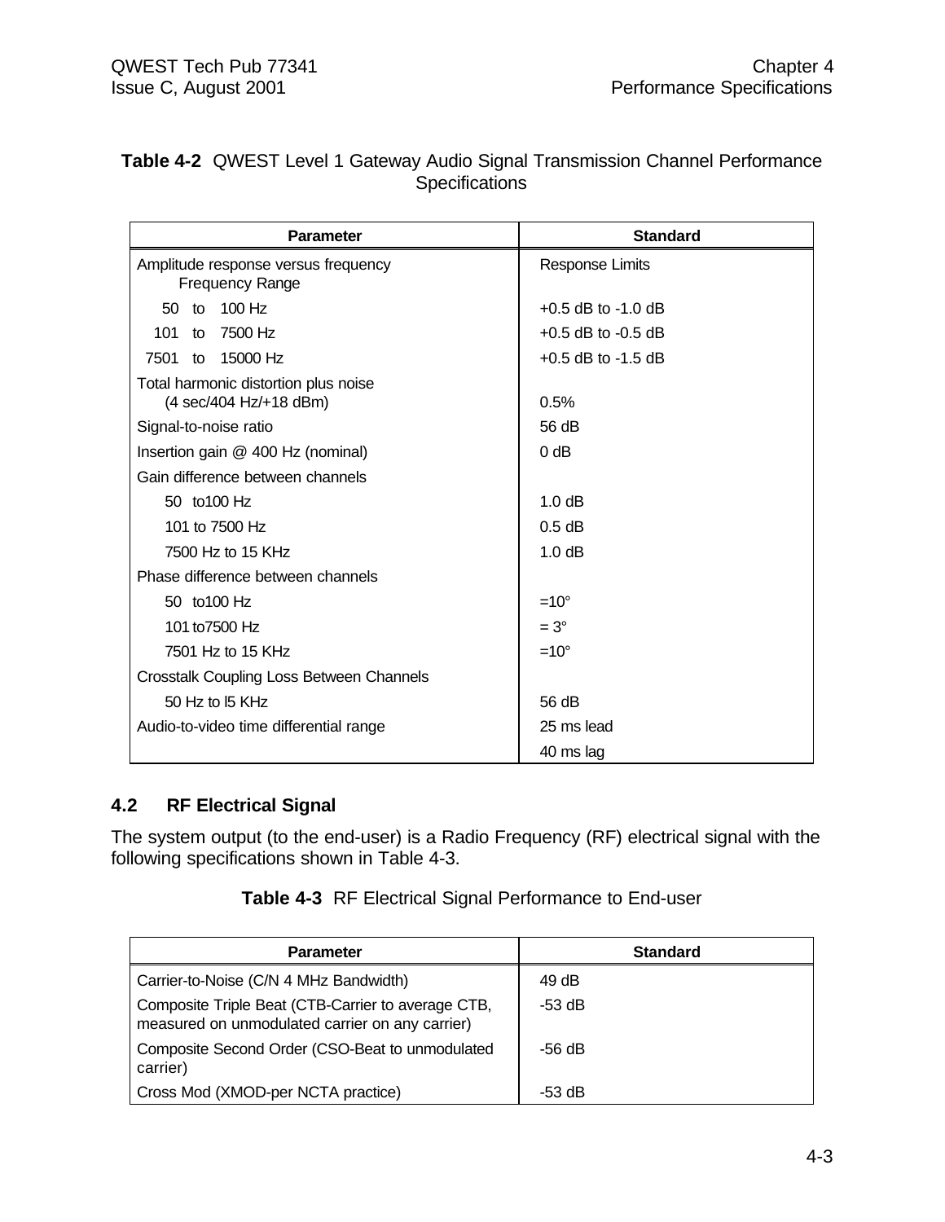**Table 4-2** QWEST Level 1 Gateway Audio Signal Transmission Channel Performance Specifications

| Parameter | Standard |
|---|---|
| Amplitude response versus frequency<br>Frequency Range | Response Limits |
| 50 to 100 Hz | +0.5 dB to -1.0 dB |
| 101 to 7500 Hz | +0.5 dB to -0.5 dB |
| 7501 to 15000 Hz | +0.5 dB to -1.5 dB |
| Total harmonic distortion plus noise<br>(4 sec/404 Hz/+18 dBm) | 0.5% |
| Signal-to-noise ratio | 56 dB |
| Insertion gain @ 400 Hz (nominal) | 0 dB |
| Gain difference between channels | |
| 50 to100 Hz | 1.0 dB |
| 101 to 7500 Hz | 0.5 dB |
| 7500 Hz to 15 KHz | 1.0 dB |
| Phase difference between channels | |
| 50 to100 Hz | =10° |
| 101 to7500 Hz | = 3° |
| 7501 Hz to 15 KHz | =10° |
| Crosstalk Coupling Loss Between Channels | |
| 50 Hz to l5 KHz | 56 dB |
| Audio-to-video time differential range | 25 ms lead |
| | 40 ms lag |

## 4.2 RF Electrical Signal

The system output (to the end-user) is a Radio Frequency (RF) electrical signal with the following specifications shown in Table 4-3.

**Table 4-3** RF Electrical Signal Performance to End-user

| Parameter | Standard |
|---|---|
| Carrier-to-Noise (C/N 4 MHz Bandwidth) | 49 dB |
| Composite Triple Beat (CTB-Carrier to average CTB, measured on unmodulated carrier on any carrier) | -53 dB |
| Composite Second Order (CSO-Beat to unmodulated carrier) | -56 dB |
| Cross Mod (XMOD-per NCTA practice) | -53 dB |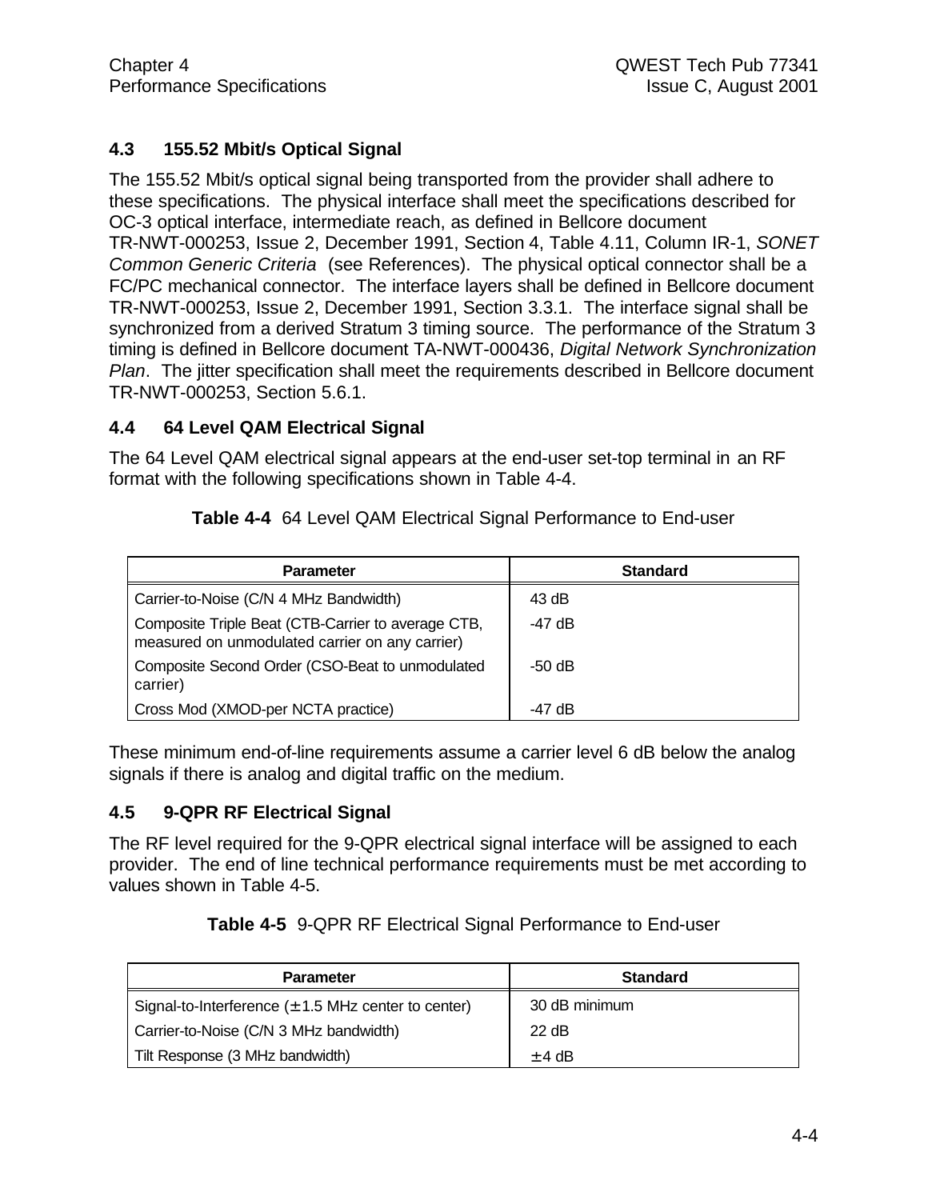## 4.3 155.52 Mbit/s Optical Signal

The 155.52 Mbit/s optical signal being transported from the provider shall adhere to these specifications. The physical interface shall meet the specifications described for OC-3 optical interface, intermediate reach, as defined in Bellcore document TR-NWT-000253, Issue 2, December 1991, Section 4, Table 4.11, Column IR-1, *SONET Common Generic Criteria* (see References). The physical optical connector shall be a FC/PC mechanical connector. The interface layers shall be defined in Bellcore document TR-NWT-000253, Issue 2, December 1991, Section 3.3.1. The interface signal shall be synchronized from a derived Stratum 3 timing source. The performance of the Stratum 3 timing is defined in Bellcore document TA-NWT-000436, *Digital Network Synchronization Plan*. The jitter specification shall meet the requirements described in Bellcore document TR-NWT-000253, Section 5.6.1.

## 4.4 64 Level QAM Electrical Signal

The 64 Level QAM electrical signal appears at the end-user set-top terminal in an RF format with the following specifications shown in Table 4-4.

**Table 4-4** 64 Level QAM Electrical Signal Performance to End-user

| Parameter | Standard |
|---|---|
| Carrier-to-Noise (C/N 4 MHz Bandwidth) | 43 dB |
| Composite Triple Beat (CTB-Carrier to average CTB, measured on unmodulated carrier on any carrier) | -47 dB |
| Composite Second Order (CSO-Beat to unmodulated carrier) | -50 dB |
| Cross Mod (XMOD-per NCTA practice) | -47 dB |

These minimum end-of-line requirements assume a carrier level 6 dB below the analog signals if there is analog and digital traffic on the medium.

## 4.5 9-QPR RF Electrical Signal

The RF level required for the 9-QPR electrical signal interface will be assigned to each provider. The end of line technical performance requirements must be met according to values shown in Table 4-5.

**Table 4-5** 9-QPR RF Electrical Signal Performance to End-user

| Parameter | Standard |
|---|---|
| Signal-to-Interference (± 1.5 MHz center to center) | 30 dB minimum |
| Carrier-to-Noise (C/N 3 MHz bandwidth) | 22 dB |
| Tilt Response (3 MHz bandwidth) | ± 4 dB |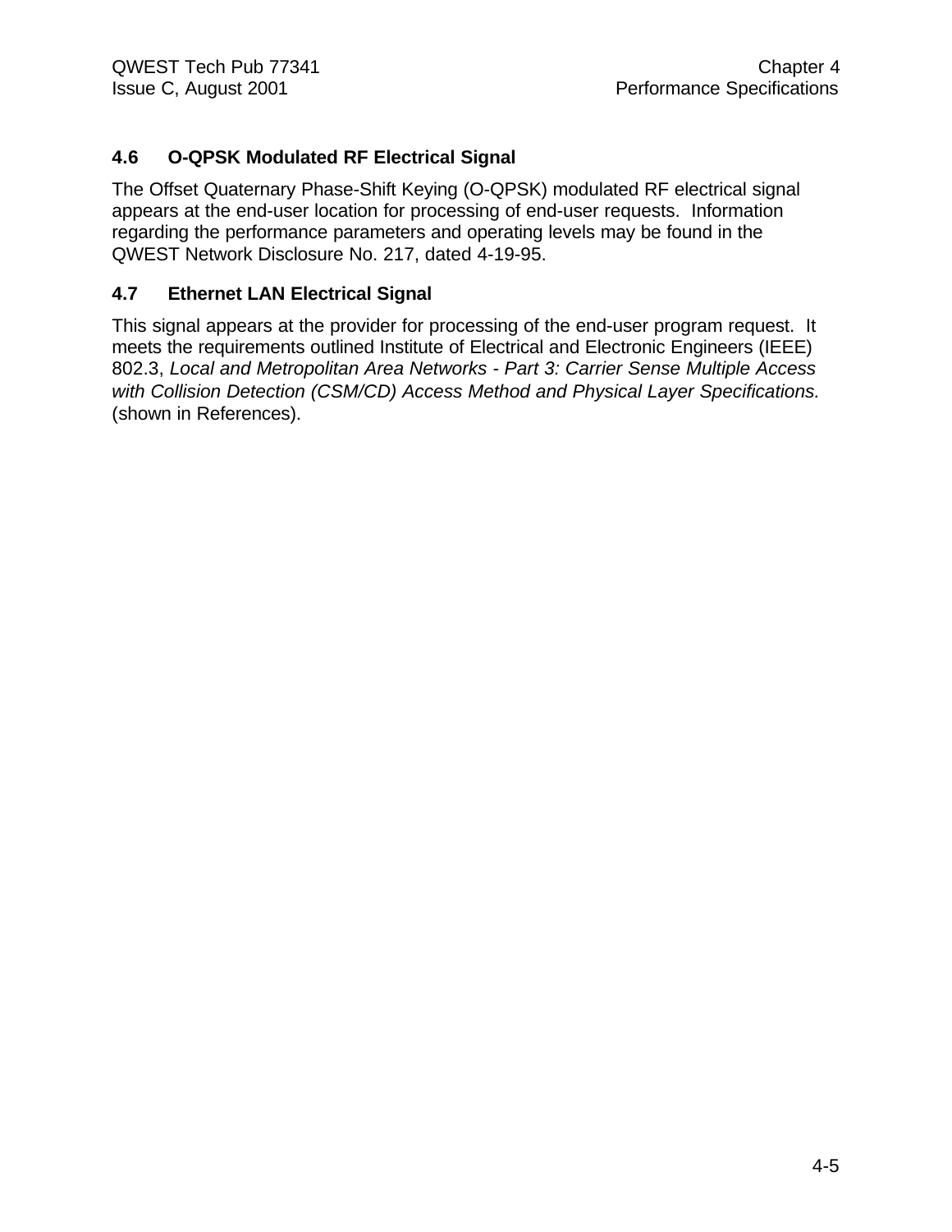## 4.6 O-QPSK Modulated RF Electrical Signal

The Offset Quaternary Phase-Shift Keying (O-QPSK) modulated RF electrical signal appears at the end-user location for processing of end-user requests. Information regarding the performance parameters and operating levels may be found in the QWEST Network Disclosure No. 217, dated 4-19-95.

## 4.7 Ethernet LAN Electrical Signal

This signal appears at the provider for processing of the end-user program request. It meets the requirements outlined Institute of Electrical and Electronic Engineers (IEEE) 802.3, *Local and Metropolitan Area Networks - Part 3: Carrier Sense Multiple Access with Collision Detection (CSM/CD) Access Method and Physical Layer Specifications.* (shown in References).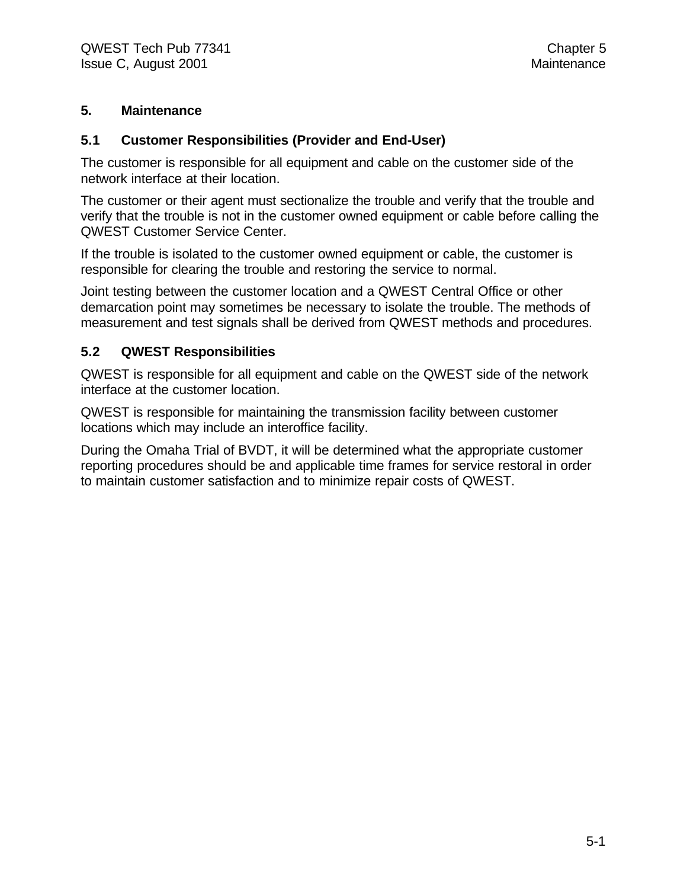# 5. Maintenance

## 5.1 Customer Responsibilities (Provider and End-User)

The customer is responsible for all equipment and cable on the customer side of the network interface at their location.

The customer or their agent must sectionalize the trouble and verify that the trouble and verify that the trouble is not in the customer owned equipment or cable before calling the QWEST Customer Service Center.

If the trouble is isolated to the customer owned equipment or cable, the customer is responsible for clearing the trouble and restoring the service to normal.

Joint testing between the customer location and a QWEST Central Office or other demarcation point may sometimes be necessary to isolate the trouble. The methods of measurement and test signals shall be derived from QWEST methods and procedures.

## 5.2 QWEST Responsibilities

QWEST is responsible for all equipment and cable on the QWEST side of the network interface at the customer location.

QWEST is responsible for maintaining the transmission facility between customer locations which may include an interoffice facility.

During the Omaha Trial of BVDT, it will be determined what the appropriate customer reporting procedures should be and applicable time frames for service restoral in order to maintain customer satisfaction and to minimize repair costs of QWEST.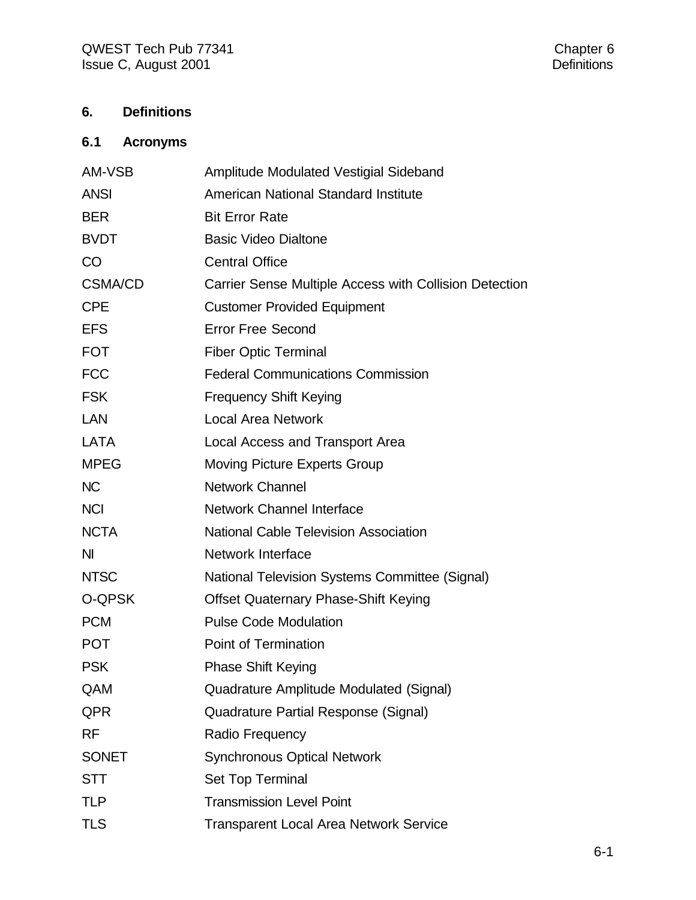# 6. Definitions

## 6.1 Acronyms

| | |
|---|---|
| AM-VSB | Amplitude Modulated Vestigial Sideband |
| ANSI | American National Standard Institute |
| BER | Bit Error Rate |
| BVDT | Basic Video Dialtone |
| CO | Central Office |
| CSMA/CD | Carrier Sense Multiple Access with Collision Detection |
| CPE | Customer Provided Equipment |
| EFS | Error Free Second |
| FOT | Fiber Optic Terminal |
| FCC | Federal Communications Commission |
| FSK | Frequency Shift Keying |
| LAN | Local Area Network |
| LATA | Local Access and Transport Area |
| MPEG | Moving Picture Experts Group |
| NC | Network Channel |
| NCI | Network Channel Interface |
| NCTA | National Cable Television Association |
| NI | Network Interface |
| NTSC | National Television Systems Committee (Signal) |
| O-QPSK | Offset Quaternary Phase-Shift Keying |
| PCM | Pulse Code Modulation |
| POT | Point of Termination |
| PSK | Phase Shift Keying |
| QAM | Quadrature Amplitude Modulated (Signal) |
| QPR | Quadrature Partial Response (Signal) |
| RF | Radio Frequency |
| SONET | Synchronous Optical Network |
| STT | Set Top Terminal |
| TLP | Transmission Level Point |
| TLS | Transparent Local Area Network Service |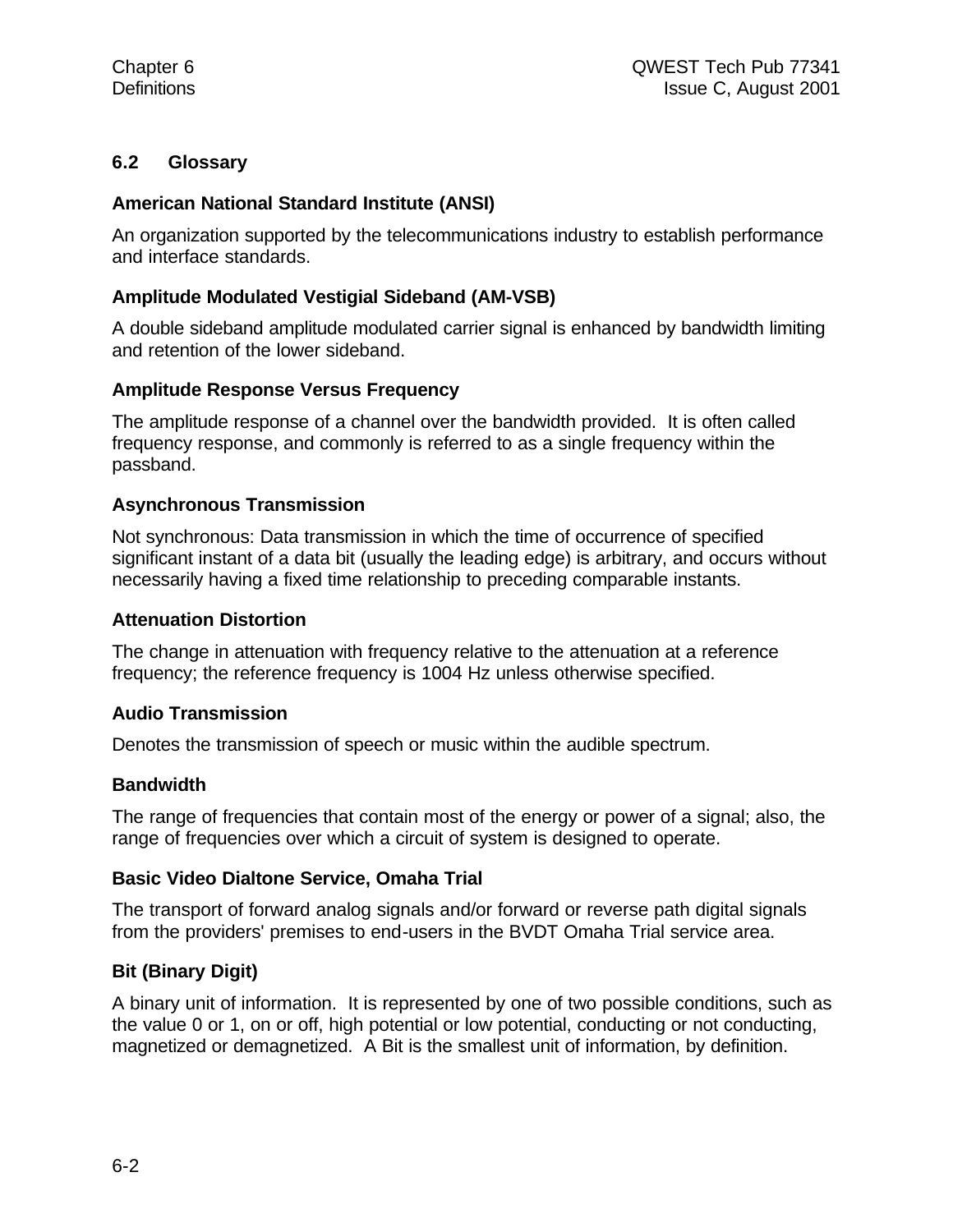## 6.2 Glossary

**American National Standard Institute (ANSI)**

An organization supported by the telecommunications industry to establish performance and interface standards.

**Amplitude Modulated Vestigial Sideband (AM-VSB)**

A double sideband amplitude modulated carrier signal is enhanced by bandwidth limiting and retention of the lower sideband.

**Amplitude Response Versus Frequency**

The amplitude response of a channel over the bandwidth provided. It is often called frequency response, and commonly is referred to as a single frequency within the passband.

**Asynchronous Transmission**

Not synchronous: Data transmission in which the time of occurrence of specified significant instant of a data bit (usually the leading edge) is arbitrary, and occurs without necessarily having a fixed time relationship to preceding comparable instants.

**Attenuation Distortion**

The change in attenuation with frequency relative to the attenuation at a reference frequency; the reference frequency is 1004 Hz unless otherwise specified.

**Audio Transmission**

Denotes the transmission of speech or music within the audible spectrum.

**Bandwidth**

The range of frequencies that contain most of the energy or power of a signal; also, the range of frequencies over which a circuit of system is designed to operate.

**Basic Video Dialtone Service, Omaha Trial**

The transport of forward analog signals and/or forward or reverse path digital signals from the providers' premises to end-users in the BVDT Omaha Trial service area.

**Bit (Binary Digit)**

A binary unit of information. It is represented by one of two possible conditions, such as the value 0 or 1, on or off, high potential or low potential, conducting or not conducting, magnetized or demagnetized. A Bit is the smallest unit of information, by definition.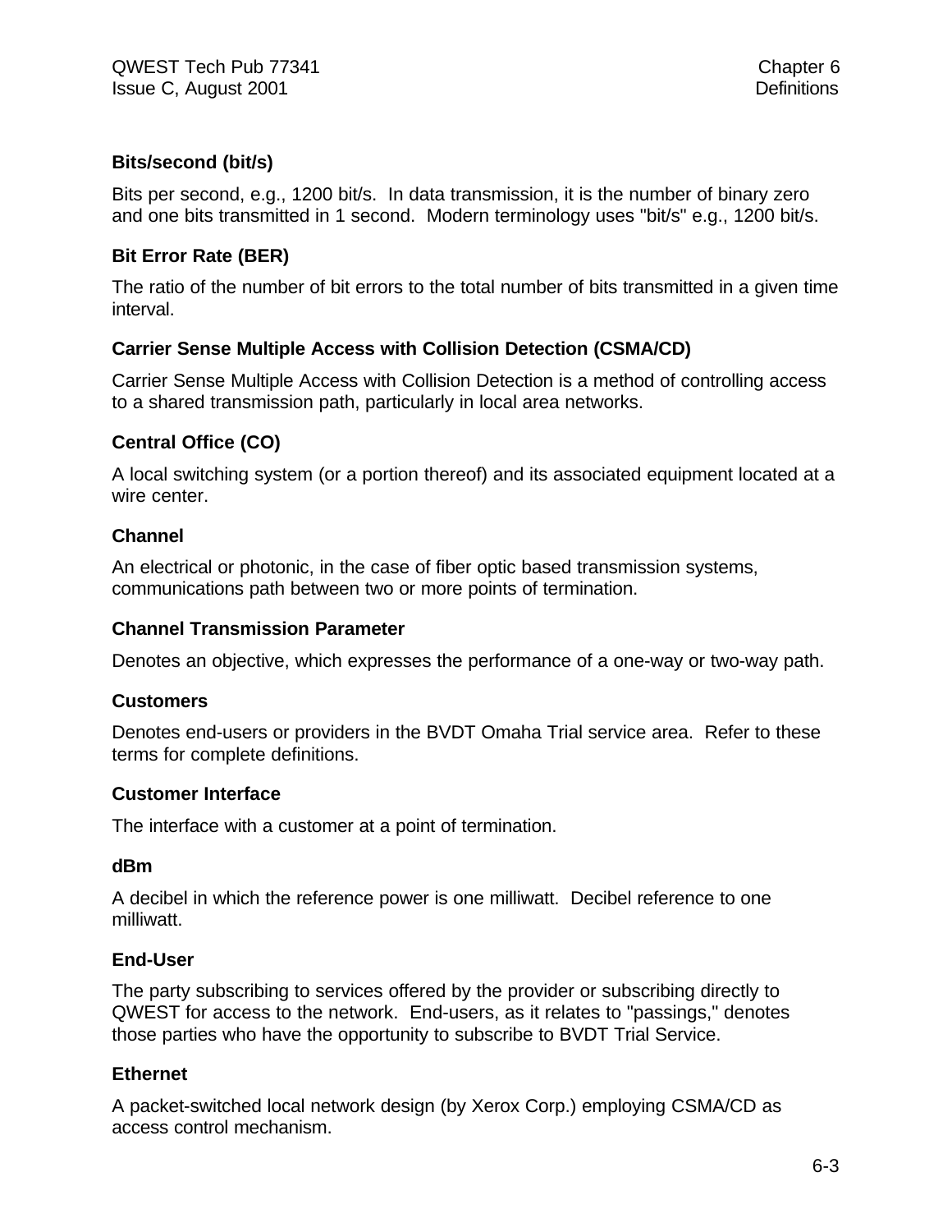**Bits/second (bit/s)**

Bits per second, e.g., 1200 bit/s.  In data transmission, it is the number of binary zero and one bits transmitted in 1 second.  Modern terminology uses "bit/s" e.g., 1200 bit/s.

**Bit Error Rate (BER)**

The ratio of the number of bit errors to the total number of bits transmitted in a given time interval.

**Carrier Sense Multiple Access with Collision Detection (CSMA/CD)**

Carrier Sense Multiple Access with Collision Detection is a method of controlling access to a shared transmission path, particularly in local area networks.

**Central Office (CO)**

A local switching system (or a portion thereof) and its associated equipment located at a wire center.

**Channel**

An electrical or photonic, in the case of fiber optic based transmission systems, communications path between two or more points of termination.

**Channel Transmission Parameter**

Denotes an objective, which expresses the performance of a one-way or two-way path.

**Customers**

Denotes end-users or providers in the BVDT Omaha Trial service area.  Refer to these terms for complete definitions.

**Customer Interface**

The interface with a customer at a point of termination.

**dBm**

A decibel in which the reference power is one milliwatt.  Decibel reference to one milliwatt.

**End-User**

The party subscribing to services offered by the provider or subscribing directly to QWEST for access to the network.  End-users, as it relates to "passings," denotes those parties who have the opportunity to subscribe to BVDT Trial Service.

**Ethernet**

A packet-switched local network design (by Xerox Corp.) employing CSMA/CD as access control mechanism.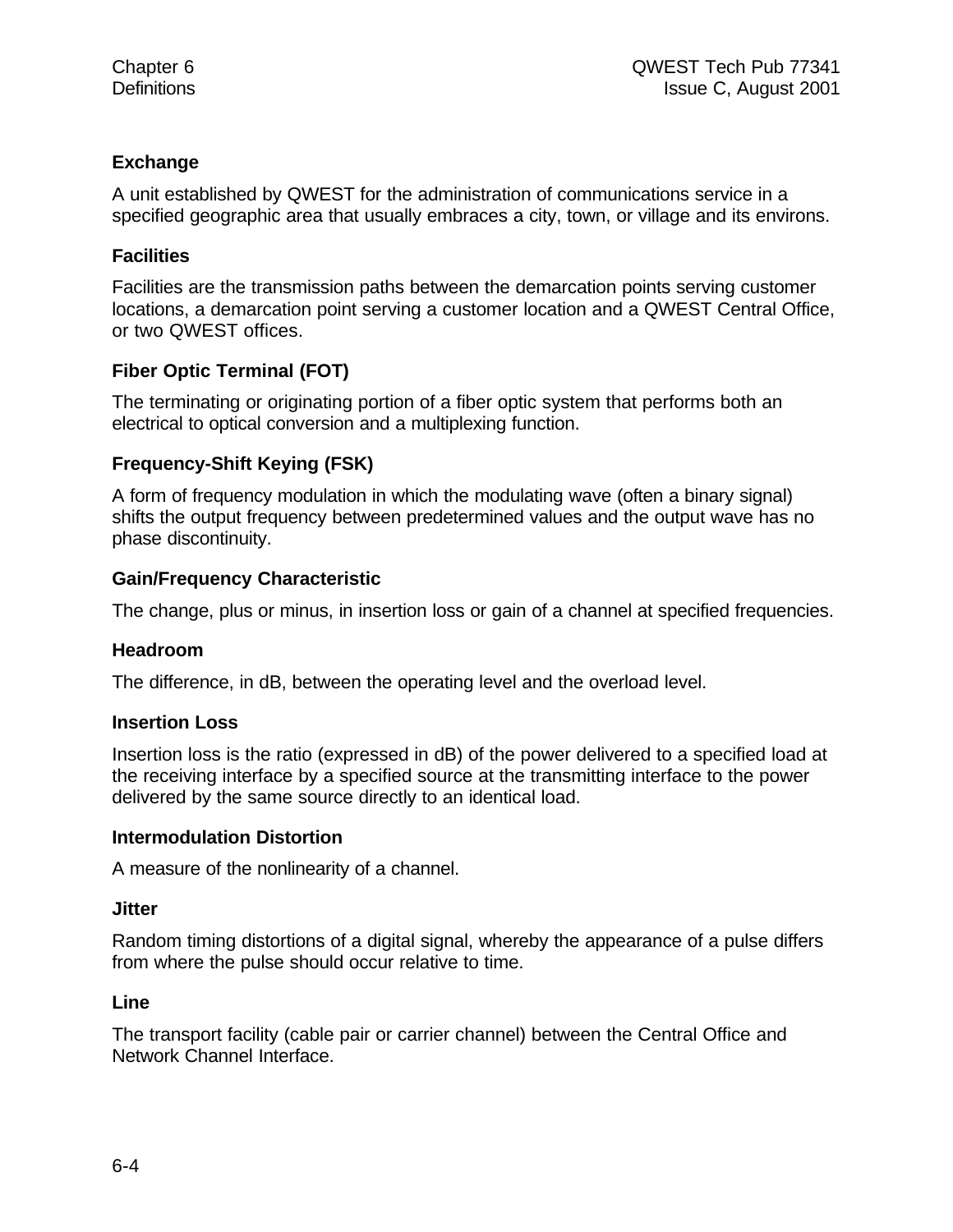### Exchange

A unit established by QWEST for the administration of communications service in a specified geographic area that usually embraces a city, town, or village and its environs.

### Facilities

Facilities are the transmission paths between the demarcation points serving customer locations, a demarcation point serving a customer location and a QWEST Central Office, or two QWEST offices.

### Fiber Optic Terminal (FOT)

The terminating or originating portion of a fiber optic system that performs both an electrical to optical conversion and a multiplexing function.

### Frequency-Shift Keying (FSK)

A form of frequency modulation in which the modulating wave (often a binary signal) shifts the output frequency between predetermined values and the output wave has no phase discontinuity.

### Gain/Frequency Characteristic

The change, plus or minus, in insertion loss or gain of a channel at specified frequencies.

### Headroom

The difference, in dB, between the operating level and the overload level.

### Insertion Loss

Insertion loss is the ratio (expressed in dB) of the power delivered to a specified load at the receiving interface by a specified source at the transmitting interface to the power delivered by the same source directly to an identical load.

### Intermodulation Distortion

A measure of the nonlinearity of a channel.

### Jitter

Random timing distortions of a digital signal, whereby the appearance of a pulse differs from where the pulse should occur relative to time.

### Line

The transport facility (cable pair or carrier channel) between the Central Office and Network Channel Interface.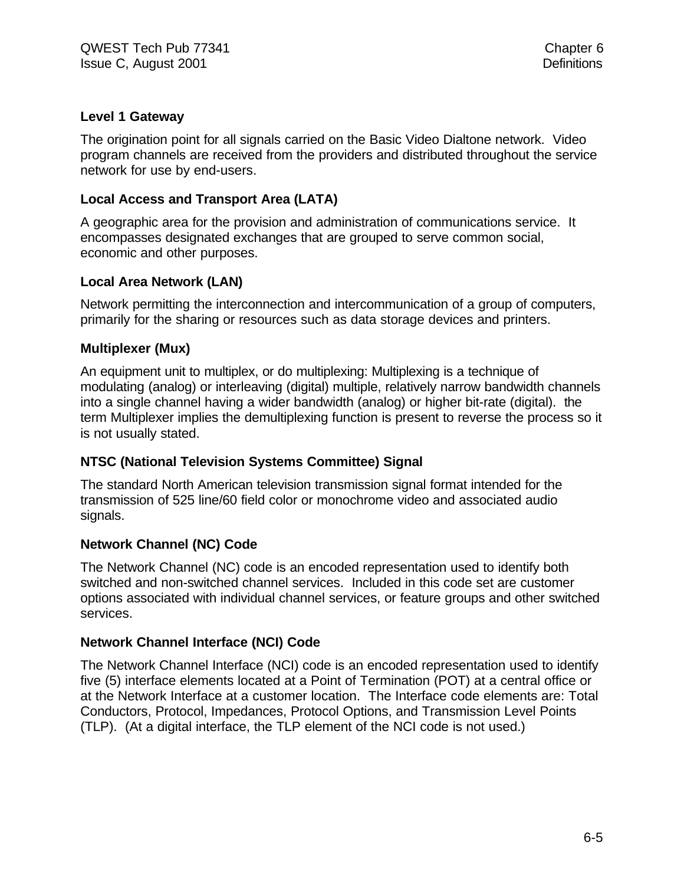### Level 1 Gateway

The origination point for all signals carried on the Basic Video Dialtone network. Video program channels are received from the providers and distributed throughout the service network for use by end-users.

### Local Access and Transport Area (LATA)

A geographic area for the provision and administration of communications service. It encompasses designated exchanges that are grouped to serve common social, economic and other purposes.

### Local Area Network (LAN)

Network permitting the interconnection and intercommunication of a group of computers, primarily for the sharing or resources such as data storage devices and printers.

### Multiplexer (Mux)

An equipment unit to multiplex, or do multiplexing: Multiplexing is a technique of modulating (analog) or interleaving (digital) multiple, relatively narrow bandwidth channels into a single channel having a wider bandwidth (analog) or higher bit-rate (digital). the term Multiplexer implies the demultiplexing function is present to reverse the process so it is not usually stated.

### NTSC (National Television Systems Committee) Signal

The standard North American television transmission signal format intended for the transmission of 525 line/60 field color or monochrome video and associated audio signals.

### Network Channel (NC) Code

The Network Channel (NC) code is an encoded representation used to identify both switched and non-switched channel services. Included in this code set are customer options associated with individual channel services, or feature groups and other switched services.

### Network Channel Interface (NCI) Code

The Network Channel Interface (NCI) code is an encoded representation used to identify five (5) interface elements located at a Point of Termination (POT) at a central office or at the Network Interface at a customer location. The Interface code elements are: Total Conductors, Protocol, Impedances, Protocol Options, and Transmission Level Points (TLP). (At a digital interface, the TLP element of the NCI code is not used.)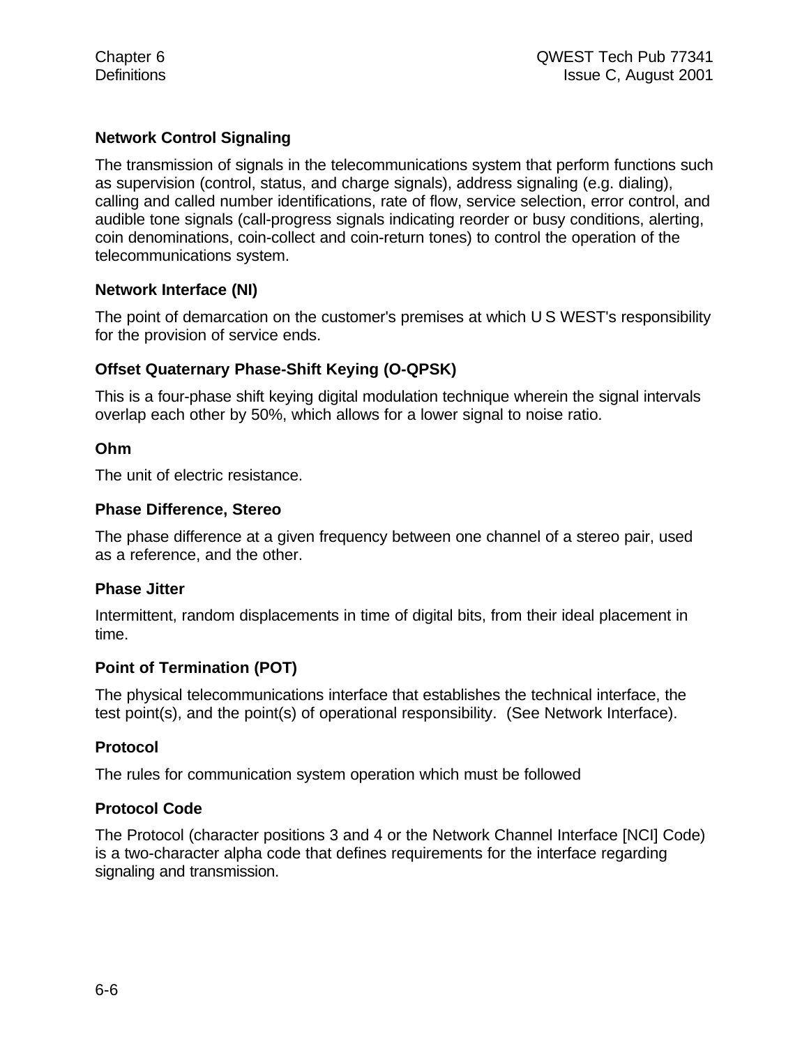### Network Control Signaling

The transmission of signals in the telecommunications system that perform functions such as supervision (control, status, and charge signals), address signaling (e.g. dialing), calling and called number identifications, rate of flow, service selection, error control, and audible tone signals (call-progress signals indicating reorder or busy conditions, alerting, coin denominations, coin-collect and coin-return tones) to control the operation of the telecommunications system.

### Network Interface (NI)

The point of demarcation on the customer's premises at which U S WEST's responsibility for the provision of service ends.

### Offset Quaternary Phase-Shift Keying (O-QPSK)

This is a four-phase shift keying digital modulation technique wherein the signal intervals overlap each other by 50%, which allows for a lower signal to noise ratio.

### Ohm

The unit of electric resistance.

### Phase Difference, Stereo

The phase difference at a given frequency between one channel of a stereo pair, used as a reference, and the other.

### Phase Jitter

Intermittent, random displacements in time of digital bits, from their ideal placement in time.

### Point of Termination (POT)

The physical telecommunications interface that establishes the technical interface, the test point(s), and the point(s) of operational responsibility. (See Network Interface).

### Protocol

The rules for communication system operation which must be followed

### Protocol Code

The Protocol (character positions 3 and 4 or the Network Channel Interface [NCI] Code) is a two-character alpha code that defines requirements for the interface regarding signaling and transmission.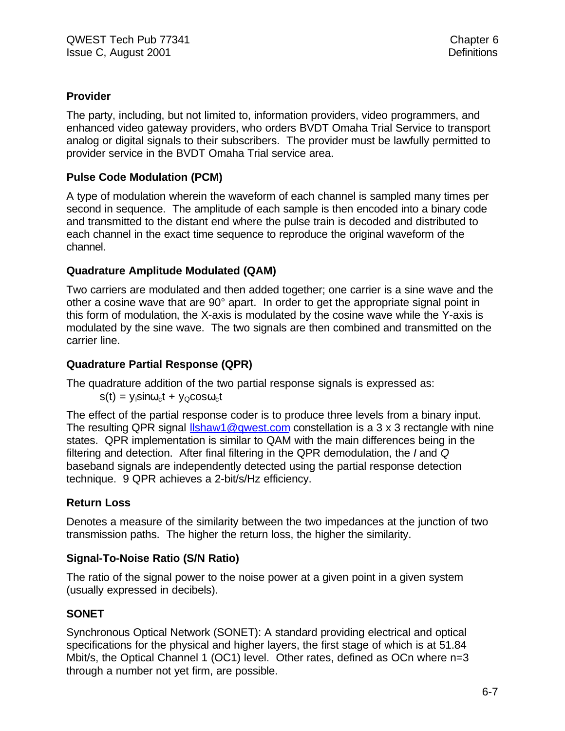**Provider**

The party, including, but not limited to, information providers, video programmers, and enhanced video gateway providers, who orders BVDT Omaha Trial Service to transport analog or digital signals to their subscribers. The provider must be lawfully permitted to provider service in the BVDT Omaha Trial service area.

**Pulse Code Modulation (PCM)**

A type of modulation wherein the waveform of each channel is sampled many times per second in sequence. The amplitude of each sample is then encoded into a binary code and transmitted to the distant end where the pulse train is decoded and distributed to each channel in the exact time sequence to reproduce the original waveform of the channel.

**Quadrature Amplitude Modulated (QAM)**

Two carriers are modulated and then added together; one carrier is a sine wave and the other a cosine wave that are 90° apart. In order to get the appropriate signal point in this form of modulation, the X-axis is modulated by the cosine wave while the Y-axis is modulated by the sine wave. The two signals are then combined and transmitted on the carrier line.

**Quadrature Partial Response (QPR)**

The quadrature addition of the two partial response signals is expressed as:

$$s(t) = y_I \sin\omega_c t + y_Q \cos\omega_c t$$

The effect of the partial response coder is to produce three levels from a binary input. The resulting QPR signal llshaw1@qwest.com constellation is a 3 x 3 rectangle with nine states. QPR implementation is similar to QAM with the main differences being in the filtering and detection. After final filtering in the QPR demodulation, the *I* and *Q* baseband signals are independently detected using the partial response detection technique. 9 QPR achieves a 2-bit/s/Hz efficiency.

**Return Loss**

Denotes a measure of the similarity between the two impedances at the junction of two transmission paths. The higher the return loss, the higher the similarity.

**Signal-To-Noise Ratio (S/N Ratio)**

The ratio of the signal power to the noise power at a given point in a given system (usually expressed in decibels).

**SONET**

Synchronous Optical Network (SONET): A standard providing electrical and optical specifications for the physical and higher layers, the first stage of which is at 51.84 Mbit/s, the Optical Channel 1 (OC1) level. Other rates, defined as OCn where n=3 through a number not yet firm, are possible.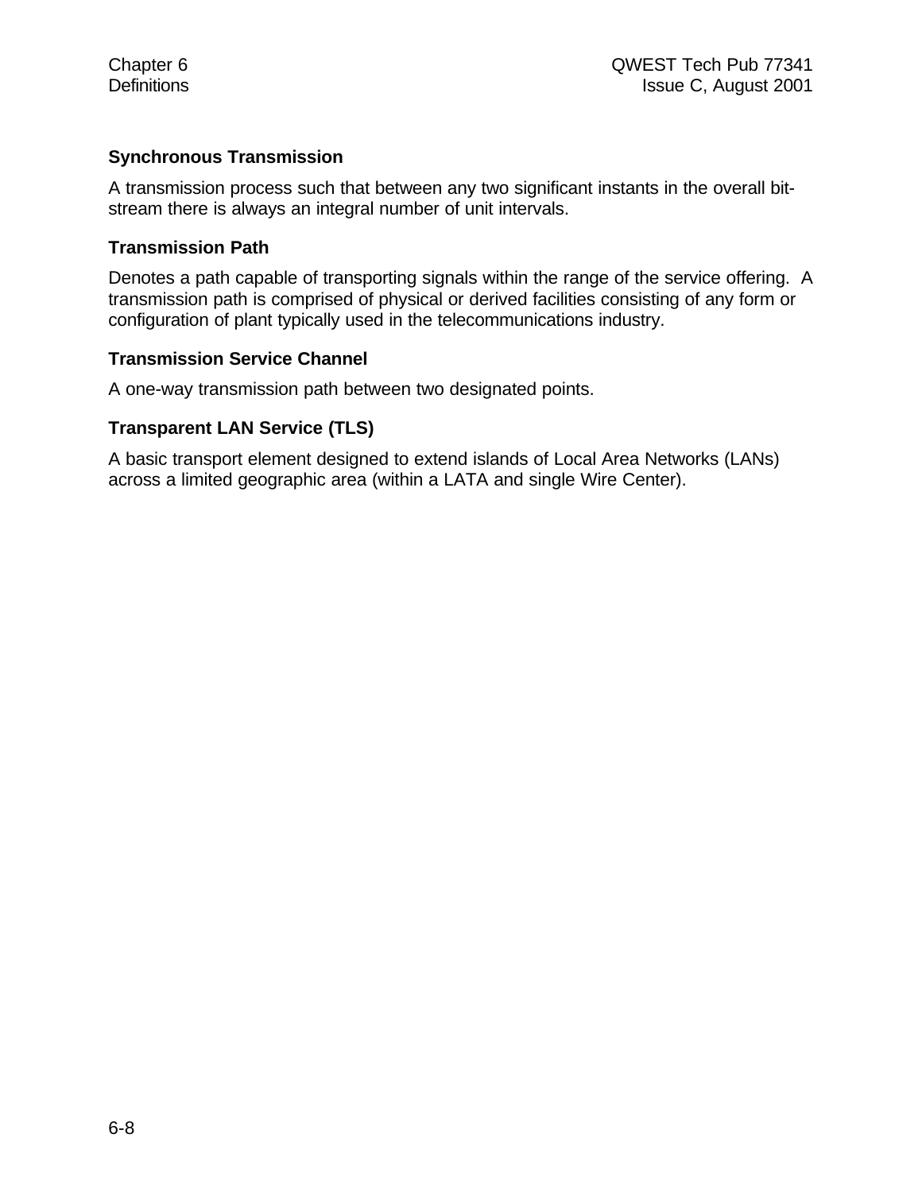**Synchronous Transmission**

A transmission process such that between any two significant instants in the overall bit-stream there is always an integral number of unit intervals.

**Transmission Path**

Denotes a path capable of transporting signals within the range of the service offering. A transmission path is comprised of physical or derived facilities consisting of any form or configuration of plant typically used in the telecommunications industry.

**Transmission Service Channel**

A one-way transmission path between two designated points.

**Transparent LAN Service (TLS)**

A basic transport element designed to extend islands of Local Area Networks (LANs) across a limited geographic area (within a LATA and single Wire Center).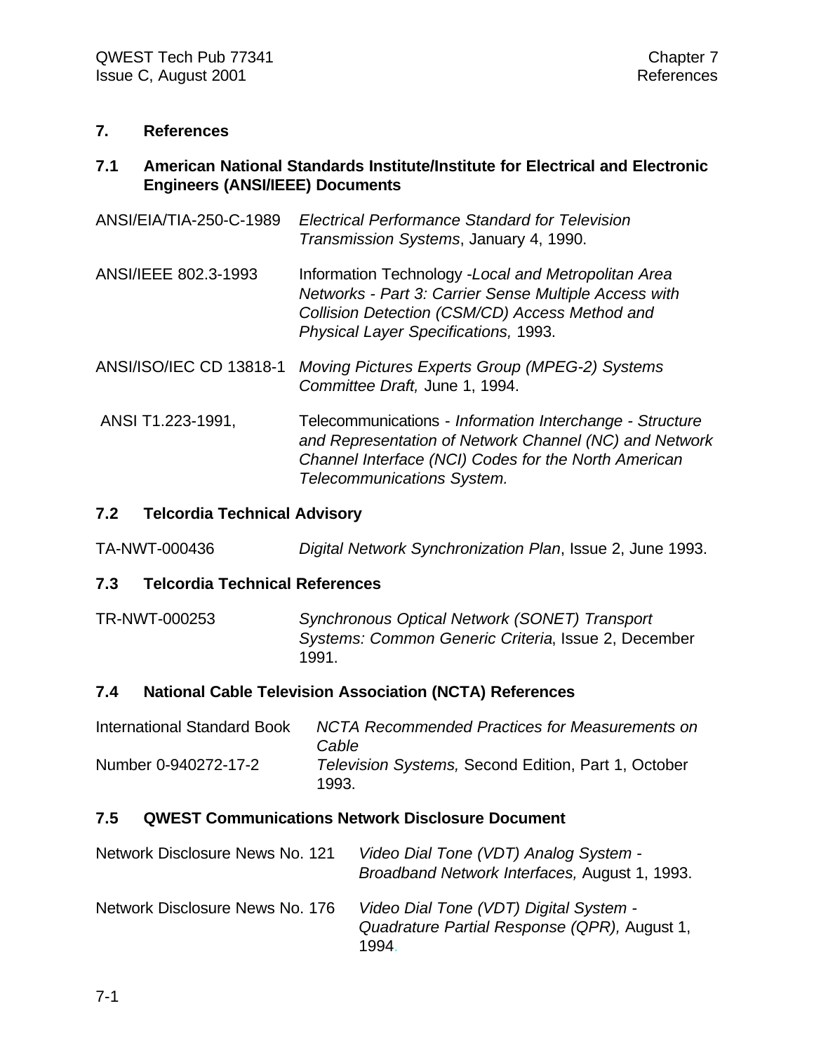# 7. References

## 7.1 American National Standards Institute/Institute for Electrical and Electronic Engineers (ANSI/IEEE) Documents

| | |
|---|---|
| ANSI/EIA/TIA-250-C-1989 | *Electrical Performance Standard for Television Transmission Systems*, January 4, 1990. |
| ANSI/IEEE 802.3-1993 | Information Technology -*Local and Metropolitan Area Networks - Part 3: Carrier Sense Multiple Access with Collision Detection (CSM/CD) Access Method and Physical Layer Specifications,* 1993. |
| ANSI/ISO/IEC CD 13818-1 | *Moving Pictures Experts Group (MPEG-2) Systems Committee Draft,* June 1, 1994. |
| ANSI T1.223-1991, | Telecommunications - *Information Interchange - Structure and Representation of Network Channel (NC) and Network Channel Interface (NCI) Codes for the North American Telecommunications System.* |

## 7.2 Telcordia Technical Advisory

| | |
|---|---|
| TA-NWT-000436 | *Digital Network Synchronization Plan*, Issue 2, June 1993. |

## 7.3 Telcordia Technical References

| | |
|---|---|
| TR-NWT-000253 | *Synchronous Optical Network (SONET) Transport Systems: Common Generic Criteria*, Issue 2, December 1991. |

## 7.4 National Cable Television Association (NCTA) References

| | |
|---|---|
| International Standard Book Number 0-940272-17-2 | *NCTA Recommended Practices for Measurements on Cable Television Systems,* Second Edition, Part 1, October 1993. |

## 7.5 QWEST Communications Network Disclosure Document

| | |
|---|---|
| Network Disclosure News No. 121 | *Video Dial Tone (VDT) Analog System - Broadband Network Interfaces,* August 1, 1993. |
| Network Disclosure News No. 176 | *Video Dial Tone (VDT) Digital System - Quadrature Partial Response (QPR),* August 1, 1994. |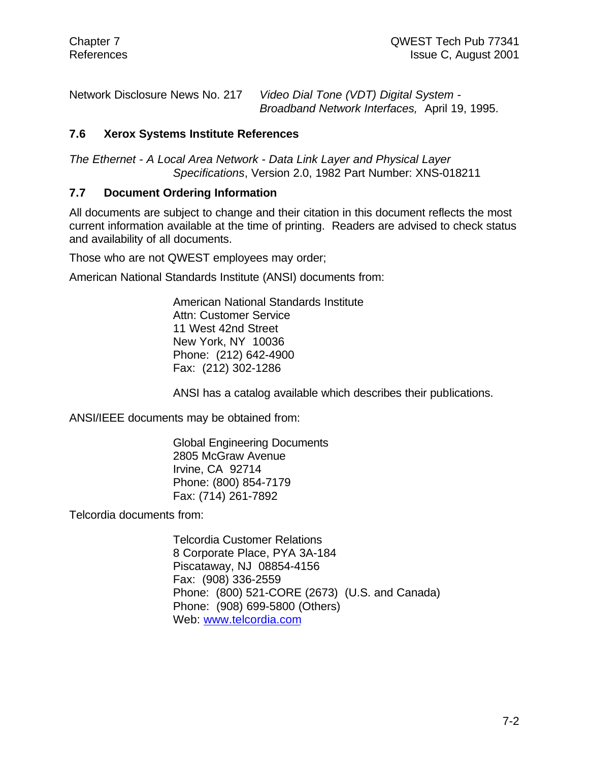Network Disclosure News No. 217 *Video Dial Tone (VDT) Digital System - Broadband Network Interfaces,* April 19, 1995.

### 7.6 Xerox Systems Institute References

*The Ethernet - A Local Area Network - Data Link Layer and Physical Layer Specifications*, Version 2.0, 1982 Part Number: XNS-018211

### 7.7 Document Ordering Information

All documents are subject to change and their citation in this document reflects the most current information available at the time of printing. Readers are advised to check status and availability of all documents.

Those who are not QWEST employees may order;

American National Standards Institute (ANSI) documents from:

American National Standards Institute
Attn: Customer Service
11 West 42nd Street
New York, NY 10036
Phone: (212) 642-4900
Fax: (212) 302-1286

ANSI has a catalog available which describes their publications.

ANSI/IEEE documents may be obtained from:

Global Engineering Documents
2805 McGraw Avenue
Irvine, CA 92714
Phone: (800) 854-7179
Fax: (714) 261-7892

Telcordia documents from:

Telcordia Customer Relations
8 Corporate Place, PYA 3A-184
Piscataway, NJ 08854-4156
Fax: (908) 336-2559
Phone: (800) 521-CORE (2673) (U.S. and Canada)
Phone: (908) 699-5800 (Others)
Web: www.telcordia.com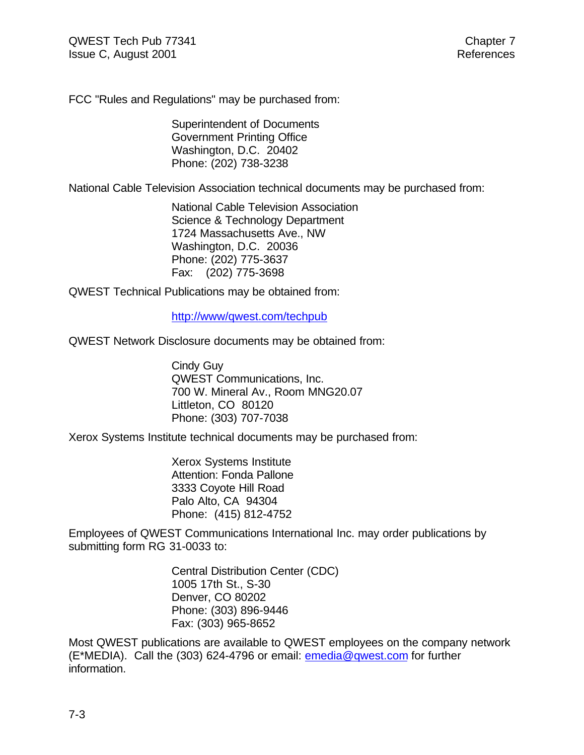FCC "Rules and Regulations" may be purchased from:

> Superintendent of Documents  
> Government Printing Office  
> Washington, D.C.  20402  
> Phone: (202) 738-3238

National Cable Television Association technical documents may be purchased from:

> National Cable Television Association  
> Science & Technology Department  
> 1724 Massachusetts Ave., NW  
> Washington, D.C.  20036  
> Phone: (202) 775-3637  
> Fax:    (202) 775-3698

QWEST Technical Publications may be obtained from:

> http://www/qwest.com/techpub

QWEST Network Disclosure documents may be obtained from:

> Cindy Guy  
> QWEST Communications, Inc.  
> 700 W. Mineral Av., Room MNG20.07  
> Littleton, CO  80120  
> Phone: (303) 707-7038

Xerox Systems Institute technical documents may be purchased from:

> Xerox Systems Institute  
> Attention: Fonda Pallone  
> 3333 Coyote Hill Road  
> Palo Alto, CA  94304  
> Phone:  (415) 812-4752

Employees of QWEST Communications International Inc. may order publications by submitting form RG 31-0033 to:

> Central Distribution Center (CDC)  
> 1005 17th St., S-30  
> Denver, CO 80202  
> Phone: (303) 896-9446  
> Fax: (303) 965-8652

Most QWEST publications are available to QWEST employees on the company network (E*MEDIA).  Call the (303) 624-4796 or email: emedia@qwest.com for further information.